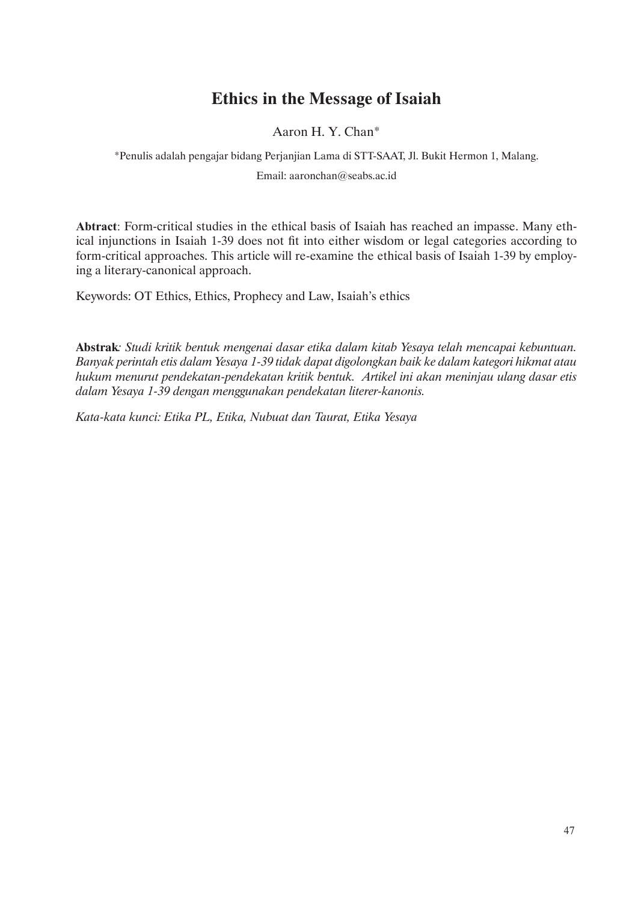# Ethics in the Message of Isaiah

Aaron H. Y. Chan*

*Penulis adalah pengajar bidang Perjanjian Lama di STT-SAAT, Jl. Bukit Hermon 1, Malang.

Email: aaronchan@seabs.ac.id

**Abtract**: Form-critical studies in the ethical basis of Isaiah has reached an impasse. Many ethical injunctions in Isaiah 1-39 does not fit into either wisdom or legal categories according to form-critical approaches. This article will re-examine the ethical basis of Isaiah 1-39 by employing a literary-canonical approach.

Keywords: OT Ethics, Ethics, Prophecy and Law, Isaiah's ethics

**Abstrak***: Studi kritik bentuk mengenai dasar etika dalam kitab Yesaya telah mencapai kebuntuan. Banyak perintah etis dalam Yesaya 1-39 tidak dapat digolongkan baik ke dalam kategori hikmat atau hukum menurut pendekatan-pendekatan kritik bentuk. Artikel ini akan meninjau ulang dasar etis dalam Yesaya 1-39 dengan menggunakan pendekatan literer-kanonis.*

*Kata-kata kunci: Etika PL, Etika, Nubuat dan Taurat, Etika Yesaya*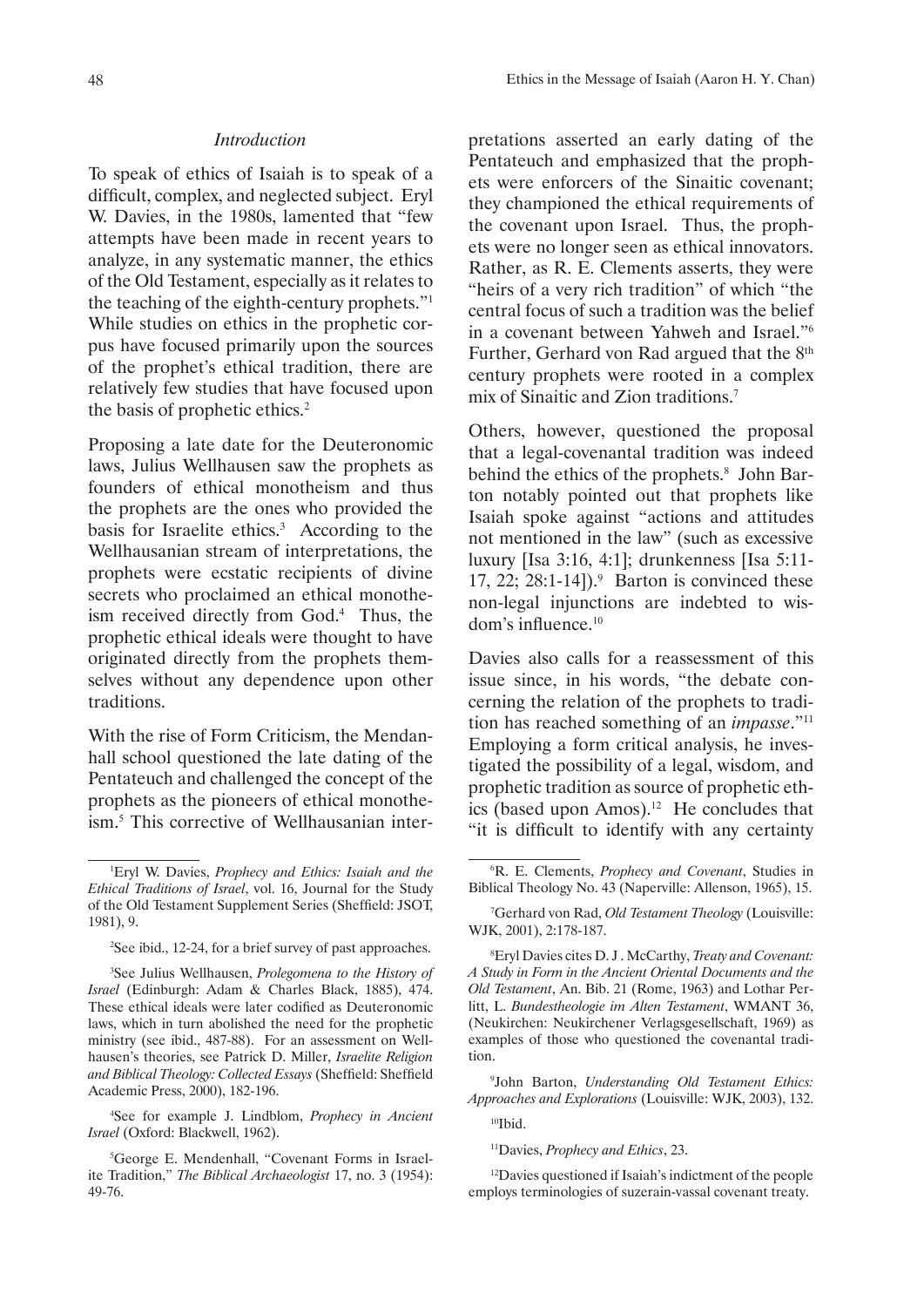## *Introduction*

To speak of ethics of Isaiah is to speak of a difficult, complex, and neglected subject. Eryl W. Davies, in the 1980s, lamented that "few attempts have been made in recent years to analyze, in any systematic manner, the ethics of the Old Testament, especially as it relates to the teaching of the eighth-century prophets."[1] While studies on ethics in the prophetic corpus have focused primarily upon the sources of the prophet's ethical tradition, there are relatively few studies that have focused upon the basis of prophetic ethics.[2]

Proposing a late date for the Deuteronomic laws, Julius Wellhausen saw the prophets as founders of ethical monotheism and thus the prophets are the ones who provided the basis for Israelite ethics.[3] According to the Wellhausanian stream of interpretations, the prophets were ecstatic recipients of divine secrets who proclaimed an ethical monotheism received directly from God.[4] Thus, the prophetic ethical ideals were thought to have originated directly from the prophets themselves without any dependence upon other traditions.

With the rise of Form Criticism, the Mendanhall school questioned the late dating of the Pentateuch and challenged the concept of the prophets as the pioneers of ethical monotheism.[5] This corrective of Wellhausanian interpretations asserted an early dating of the Pentateuch and emphasized that the prophets were enforcers of the Sinaitic covenant; they championed the ethical requirements of the covenant upon Israel. Thus, the prophets were no longer seen as ethical innovators. Rather, as R. E. Clements asserts, they were "heirs of a very rich tradition" of which "the central focus of such a tradition was the belief in a covenant between Yahweh and Israel."[6] Further, Gerhard von Rad argued that the 8th century prophets were rooted in a complex mix of Sinaitic and Zion traditions.[7]

Others, however, questioned the proposal that a legal-covenantal tradition was indeed behind the ethics of the prophets.[8] John Barton notably pointed out that prophets like Isaiah spoke against "actions and attitudes not mentioned in the law" (such as excessive luxury [Isa 3:16, 4:1]; drunkenness [Isa 5:11-17, 22; 28:1-14]).[9] Barton is convinced these non-legal injunctions are indebted to wisdom's influence.[10]

Davies also calls for a reassessment of this issue since, in his words, "the debate concerning the relation of the prophets to tradition has reached something of an *impasse*."[11] Employing a form critical analysis, he investigated the possibility of a legal, wisdom, and prophetic tradition as source of prophetic ethics (based upon Amos).[12] He concludes that "it is difficult to identify with any certainty

---

[1] Eryl W. Davies, *Prophecy and Ethics: Isaiah and the Ethical Traditions of Israel*, vol. 16, Journal for the Study of the Old Testament Supplement Series (Sheffield: JSOT, 1981), 9.

[2] See ibid., 12-24, for a brief survey of past approaches.

[3] See Julius Wellhausen, *Prolegomena to the History of Israel* (Edinburgh: Adam & Charles Black, 1885), 474. These ethical ideals were later codified as Deuteronomic laws, which in turn abolished the need for the prophetic ministry (see ibid., 487-88). For an assessment on Wellhausen's theories, see Patrick D. Miller, *Israelite Religion and Biblical Theology: Collected Essays* (Sheffield: Sheffield Academic Press, 2000), 182-196.

[4] See for example J. Lindblom, *Prophecy in Ancient Israel* (Oxford: Blackwell, 1962).

[5] George E. Mendenhall, "Covenant Forms in Israelite Tradition," *The Biblical Archaeologist* 17, no. 3 (1954): 49-76.

[6] R. E. Clements, *Prophecy and Covenant*, Studies in Biblical Theology No. 43 (Naperville: Allenson, 1965), 15.

[7] Gerhard von Rad, *Old Testament Theology* (Louisville: WJK, 2001), 2:178-187.

[8] Eryl Davies cites D. J . McCarthy, *Treaty and Covenant: A Study in Form in the Ancient Oriental Documents and the Old Testament*, An. Bib. 21 (Rome, 1963) and Lothar Perlitt, L. *Bundestheologie im Alten Testament*, WMANT 36, (Neukirchen: Neukirchener Verlagsgesellschaft, 1969) as examples of those who questioned the covenantal tradition.

[9] John Barton, *Understanding Old Testament Ethics: Approaches and Explorations* (Louisville: WJK, 2003), 132.

[10] Ibid.

[11] Davies, *Prophecy and Ethics*, 23.

[12] Davies questioned if Isaiah's indictment of the people employs terminologies of suzerain-vassal covenant treaty.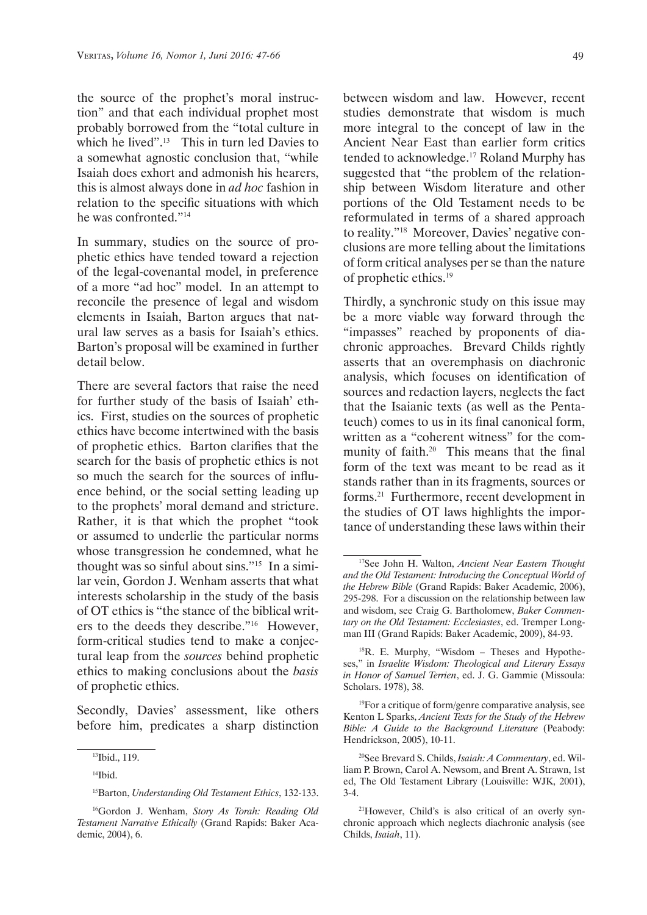the source of the prophet's moral instruction" and that each individual prophet most probably borrowed from the "total culture in which he lived".[13] This in turn led Davies to a somewhat agnostic conclusion that, "while Isaiah does exhort and admonish his hearers, this is almost always done in *ad hoc* fashion in relation to the specific situations with which he was confronted."[14]

In summary, studies on the source of prophetic ethics have tended toward a rejection of the legal-covenantal model, in preference of a more "ad hoc" model. In an attempt to reconcile the presence of legal and wisdom elements in Isaiah, Barton argues that natural law serves as a basis for Isaiah's ethics. Barton's proposal will be examined in further detail below.

There are several factors that raise the need for further study of the basis of Isaiah' ethics. First, studies on the sources of prophetic ethics have become intertwined with the basis of prophetic ethics. Barton clarifies that the search for the basis of prophetic ethics is not so much the search for the sources of influence behind, or the social setting leading up to the prophets' moral demand and stricture. Rather, it is that which the prophet "took or assumed to underlie the particular norms whose transgression he condemned, what he thought was so sinful about sins."[15] In a similar vein, Gordon J. Wenham asserts that what interests scholarship in the study of the basis of OT ethics is "the stance of the biblical writers to the deeds they describe."[16] However, form-critical studies tend to make a conjectural leap from the *sources* behind prophetic ethics to making conclusions about the *basis* of prophetic ethics.

Secondly, Davies' assessment, like others before him, predicates a sharp distinction between wisdom and law. However, recent studies demonstrate that wisdom is much more integral to the concept of law in the Ancient Near East than earlier form critics tended to acknowledge.[17] Roland Murphy has suggested that "the problem of the relationship between Wisdom literature and other portions of the Old Testament needs to be reformulated in terms of a shared approach to reality."[18] Moreover, Davies' negative conclusions are more telling about the limitations of form critical analyses per se than the nature of prophetic ethics.[19]

Thirdly, a synchronic study on this issue may be a more viable way forward through the "impasses" reached by proponents of diachronic approaches. Brevard Childs rightly asserts that an overemphasis on diachronic analysis, which focuses on identification of sources and redaction layers, neglects the fact that the Isaianic texts (as well as the Pentateuch) comes to us in its final canonical form, written as a "coherent witness" for the community of faith.[20] This means that the final form of the text was meant to be read as it stands rather than in its fragments, sources or forms.[21] Furthermore, recent development in the studies of OT laws highlights the importance of understanding these laws within their

---

[13]Ibid., 119.

[14]Ibid.

[15]Barton, *Understanding Old Testament Ethics*, 132-133.

[16]Gordon J. Wenham, *Story As Torah: Reading Old Testament Narrative Ethically* (Grand Rapids: Baker Academic, 2004), 6.

[17]See John H. Walton, *Ancient Near Eastern Thought and the Old Testament: Introducing the Conceptual World of the Hebrew Bible* (Grand Rapids: Baker Academic, 2006), 295-298. For a discussion on the relationship between law and wisdom, see Craig G. Bartholomew, *Baker Commentary on the Old Testament: Ecclesiastes*, ed. Tremper Longman III (Grand Rapids: Baker Academic, 2009), 84-93.

[18]R. E. Murphy, "Wisdom – Theses and Hypotheses," in *Israelite Wisdom: Theological and Literary Essays in Honor of Samuel Terrien*, ed. J. G. Gammie (Missoula: Scholars. 1978), 38.

[19]For a critique of form/genre comparative analysis, see Kenton L Sparks, *Ancient Texts for the Study of the Hebrew Bible: A Guide to the Background Literature* (Peabody: Hendrickson, 2005), 10-11.

[20]See Brevard S. Childs, *Isaiah: A Commentary*, ed. William P. Brown, Carol A. Newsom, and Brent A. Strawn, 1st ed, The Old Testament Library (Louisville: WJK, 2001), 3-4.

[21]However, Child's is also critical of an overly synchronic approach which neglects diachronic analysis (see Childs, *Isaiah*, 11).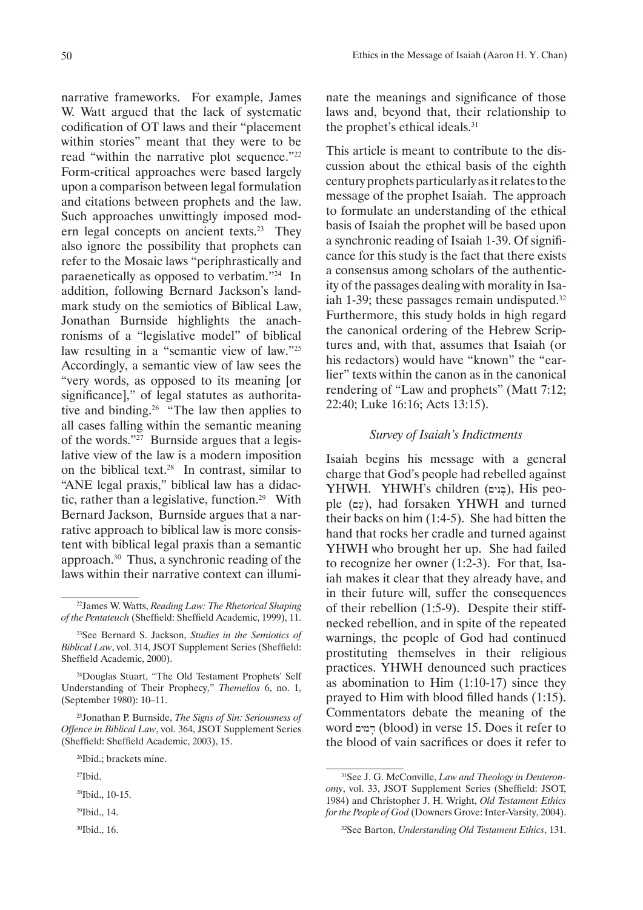narrative frameworks. For example, James W. Watt argued that the lack of systematic codification of OT laws and their "placement within stories" meant that they were to be read "within the narrative plot sequence."[22] Form-critical approaches were based largely upon a comparison between legal formulation and citations between prophets and the law. Such approaches unwittingly imposed modern legal concepts on ancient texts.[23] They also ignore the possibility that prophets can refer to the Mosaic laws "periphrastically and paraenetically as opposed to verbatim."[24] In addition, following Bernard Jackson's landmark study on the semiotics of Biblical Law, Jonathan Burnside highlights the anachronisms of a "legislative model" of biblical law resulting in a "semantic view of law."[25] Accordingly, a semantic view of law sees the "very words, as opposed to its meaning [or significance]," of legal statutes as authoritative and binding.[26] "The law then applies to all cases falling within the semantic meaning of the words."[27] Burnside argues that a legislative view of the law is a modern imposition on the biblical text.[28] In contrast, similar to "ANE legal praxis," biblical law has a didactic, rather than a legislative, function.[29] With Bernard Jackson, Burnside argues that a narrative approach to biblical law is more consistent with biblical legal praxis than a semantic approach.[30] Thus, a synchronic reading of the laws within their narrative context can illuminate the meanings and significance of those laws and, beyond that, their relationship to the prophet's ethical ideals.[31]

This article is meant to contribute to the discussion about the ethical basis of the eighth century prophets particularly as it relates to the message of the prophet Isaiah. The approach to formulate an understanding of the ethical basis of Isaiah the prophet will be based upon a synchronic reading of Isaiah 1-39. Of significance for this study is the fact that there exists a consensus among scholars of the authenticity of the passages dealing with morality in Isaiah 1-39; these passages remain undisputed.[32] Furthermore, this study holds in high regard the canonical ordering of the Hebrew Scriptures and, with that, assumes that Isaiah (or his redactors) would have "known" the "earlier" texts within the canon as in the canonical rendering of "Law and prophets" (Matt 7:12; 22:40; Luke 16:16; Acts 13:15).

### *Survey of Isaiah's Indictments*

Isaiah begins his message with a general charge that God's people had rebelled against YHWH. YHWH's children (בָּנִים), His people (עַם), had forsaken YHWH and turned their backs on him (1:4-5). She had bitten the hand that rocks her cradle and turned against YHWH who brought her up. She had failed to recognize her owner (1:2-3). For that, Isaiah makes it clear that they already have, and in their future will, suffer the consequences of their rebellion (1:5-9). Despite their stiff-necked rebellion, and in spite of the repeated warnings, the people of God had continued prostituting themselves in their religious practices. YHWH denounced such practices as abomination to Him (1:10-17) since they prayed to Him with blood filled hands (1:15). Commentators debate the meaning of the word דָּמִים (blood) in verse 15. Does it refer to the blood of vain sacrifices or does it refer to

---

[22] James W. Watts, *Reading Law: The Rhetorical Shaping of the Pentateuch* (Sheffield: Sheffield Academic, 1999), 11.

[23] See Bernard S. Jackson, *Studies in the Semiotics of Biblical Law*, vol. 314, JSOT Supplement Series (Sheffield: Sheffield Academic, 2000).

[24] Douglas Stuart, "The Old Testament Prophets' Self Understanding of Their Prophecy," *Themelios* 6, no. 1, (September 1980): 10–11.

[25] Jonathan P. Burnside, *The Signs of Sin: Seriousness of Offence in Biblical Law*, vol. 364, JSOT Supplement Series (Sheffield: Sheffield Academic, 2003), 15.

[26] Ibid.; brackets mine.

[27] Ibid.

[28] Ibid., 10-15.

[29] Ibid., 14.

[30] Ibid., 16.

[31] See J. G. McConville, *Law and Theology in Deuteronomy*, vol. 33, JSOT Supplement Series (Sheffield: JSOT, 1984) and Christopher J. H. Wright, *Old Testament Ethics for the People of God* (Downers Grove: Inter-Varsity, 2004).

[32] See Barton, *Understanding Old Testament Ethics*, 131.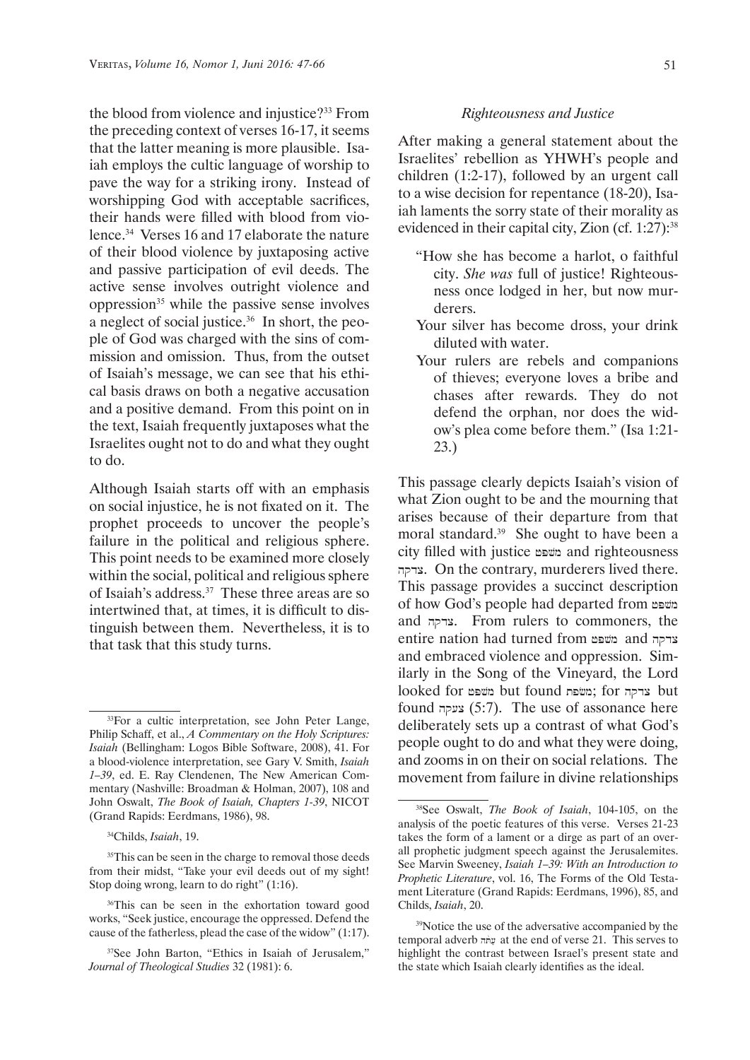the blood from violence and injustice?[33] From the preceding context of verses 16-17, it seems that the latter meaning is more plausible. Isaiah employs the cultic language of worship to pave the way for a striking irony. Instead of worshipping God with acceptable sacrifices, their hands were filled with blood from violence.[34] Verses 16 and 17 elaborate the nature of their blood violence by juxtaposing active and passive participation of evil deeds. The active sense involves outright violence and oppression[35] while the passive sense involves a neglect of social justice.[36] In short, the people of God was charged with the sins of commission and omission. Thus, from the outset of Isaiah's message, we can see that his ethical basis draws on both a negative accusation and a positive demand. From this point on in the text, Isaiah frequently juxtaposes what the Israelites ought not to do and what they ought to do.

Although Isaiah starts off with an emphasis on social injustice, he is not fixated on it. The prophet proceeds to uncover the people's failure in the political and religious sphere. This point needs to be examined more closely within the social, political and religious sphere of Isaiah's address.[37] These three areas are so intertwined that, at times, it is difficult to distinguish between them. Nevertheless, it is to that task that this study turns.

### *Righteousness and Justice*

After making a general statement about the Israelites' rebellion as YHWH's people and children (1:2-17), followed by an urgent call to a wise decision for repentance (18-20), Isaiah laments the sorry state of their morality as evidenced in their capital city, Zion (cf. 1:27):[38]

> "How she has become a harlot, o faithful city. *She was* full of justice! Righteousness once lodged in her, but now murderers.
>
> Your silver has become dross, your drink diluted with water.
>
> Your rulers are rebels and companions of thieves; everyone loves a bribe and chases after rewards. They do not defend the orphan, nor does the widow's plea come before them." (Isa 1:21-23.)

This passage clearly depicts Isaiah's vision of what Zion ought to be and the mourning that arises because of their departure from that moral standard.[39] She ought to have been a city filled with justice משפט and righteousness צדקה. On the contrary, murderers lived there. This passage provides a succinct description of how God's people had departed from משפט and צדקה. From rulers to commoners, the entire nation had turned from משפט and צדקה and embraced violence and oppression. Similarly in the Song of the Vineyard, the Lord looked for משפט but found מִשְׂפָּח; for צדקה but found צעקה (5:7). The use of assonance here deliberately sets up a contrast of what God's people ought to do and what they were doing, and zooms in on their on social relations. The movement from failure in divine relationships

---

[33] For a cultic interpretation, see John Peter Lange, Philip Schaff, et al., *A Commentary on the Holy Scriptures: Isaiah* (Bellingham: Logos Bible Software, 2008), 41. For a blood-violence interpretation, see Gary V. Smith, *Isaiah 1–39*, ed. E. Ray Clendenen, The New American Commentary (Nashville: Broadman & Holman, 2007), 108 and John Oswalt, *The Book of Isaiah, Chapters 1-39*, NICOT (Grand Rapids: Eerdmans, 1986), 98.

[34] Childs, *Isaiah*, 19.

[35] This can be seen in the charge to removal those deeds from their midst, "Take your evil deeds out of my sight! Stop doing wrong, learn to do right" (1:16).

[36] This can be seen in the exhortation toward good works, "Seek justice, encourage the oppressed. Defend the cause of the fatherless, plead the case of the widow" (1:17).

[37] See John Barton, "Ethics in Isaiah of Jerusalem," *Journal of Theological Studies* 32 (1981): 6.

[38] See Oswalt, *The Book of Isaiah*, 104-105, on the analysis of the poetic features of this verse. Verses 21-23 takes the form of a lament or a dirge as part of an overall prophetic judgment speech against the Jerusalemites. See Marvin Sweeney, *Isaiah 1–39: With an Introduction to Prophetic Literature*, vol. 16, The Forms of the Old Testament Literature (Grand Rapids: Eerdmans, 1996), 85, and Childs, *Isaiah*, 20.

[39] Notice the use of the adversative accompanied by the temporal adverb עַתָּה at the end of verse 21. This serves to highlight the contrast between Israel's present state and the state which Isaiah clearly identifies as the ideal.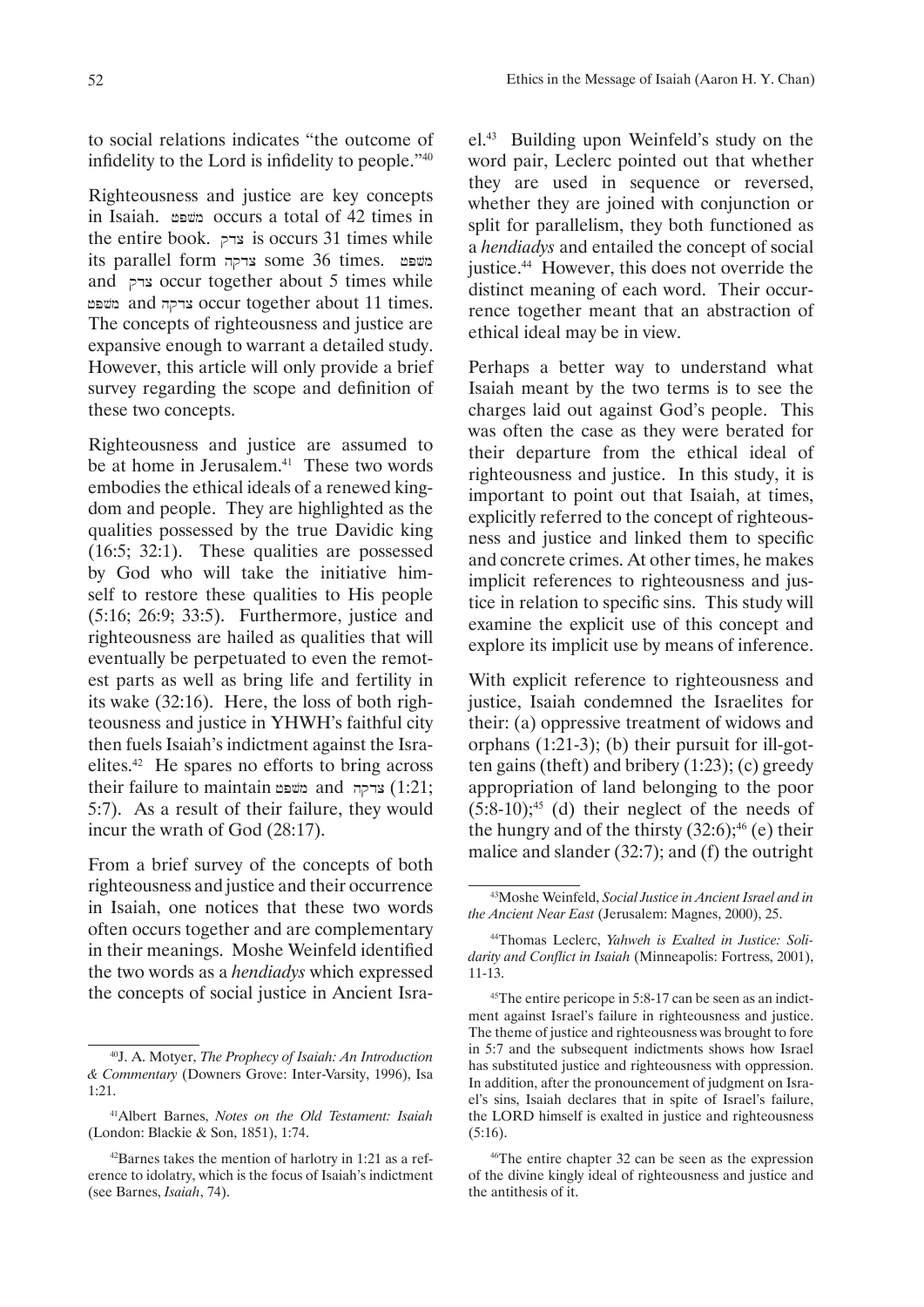to social relations indicates "the outcome of infidelity to the Lord is infidelity to people."[40]

Righteousness and justice are key concepts in Isaiah. משפט occurs a total of 42 times in the entire book. צדק is occurs 31 times while its parallel form צדקה some 36 times. משפט and צדק occur together about 5 times while משפט and צדקה occur together about 11 times. The concepts of righteousness and justice are expansive enough to warrant a detailed study. However, this article will only provide a brief survey regarding the scope and definition of these two concepts.

Righteousness and justice are assumed to be at home in Jerusalem.[41] These two words embodies the ethical ideals of a renewed kingdom and people. They are highlighted as the qualities possessed by the true Davidic king (16:5; 32:1). These qualities are possessed by God who will take the initiative himself to restore these qualities to His people (5:16; 26:9; 33:5). Furthermore, justice and righteousness are hailed as qualities that will eventually be perpetuated to even the remotest parts as well as bring life and fertility in its wake (32:16). Here, the loss of both righteousness and justice in YHWH's faithful city then fuels Isaiah's indictment against the Israelites.[42] He spares no efforts to bring across their failure to maintain משפט and צדקה (1:21; 5:7). As a result of their failure, they would incur the wrath of God (28:17).

From a brief survey of the concepts of both righteousness and justice and their occurrence in Isaiah, one notices that these two words often occurs together and are complementary in their meanings. Moshe Weinfeld identified the two words as a *hendiadys* which expressed the concepts of social justice in Ancient Israel.[43] Building upon Weinfeld's study on the word pair, Leclerc pointed out that whether they are used in sequence or reversed, whether they are joined with conjunction or split for parallelism, they both functioned as a *hendiadys* and entailed the concept of social justice.[44] However, this does not override the distinct meaning of each word. Their occurrence together meant that an abstraction of ethical ideal may be in view.

Perhaps a better way to understand what Isaiah meant by the two terms is to see the charges laid out against God's people. This was often the case as they were berated for their departure from the ethical ideal of righteousness and justice. In this study, it is important to point out that Isaiah, at times, explicitly referred to the concept of righteousness and justice and linked them to specific and concrete crimes. At other times, he makes implicit references to righteousness and justice in relation to specific sins. This study will examine the explicit use of this concept and explore its implicit use by means of inference.

With explicit reference to righteousness and justice, Isaiah condemned the Israelites for their: (a) oppressive treatment of widows and orphans (1:21-3); (b) their pursuit for ill-gotten gains (theft) and bribery (1:23); (c) greedy appropriation of land belonging to the poor (5:8-10);[45] (d) their neglect of the needs of the hungry and of the thirsty (32:6);[46] (e) their malice and slander (32:7); and (f) the outright

---

[40]J. A. Motyer, *The Prophecy of Isaiah: An Introduction & Commentary* (Downers Grove: Inter-Varsity, 1996), Isa 1:21.

[41]Albert Barnes, *Notes on the Old Testament: Isaiah* (London: Blackie & Son, 1851), 1:74.

[42]Barnes takes the mention of harlotry in 1:21 as a reference to idolatry, which is the focus of Isaiah's indictment (see Barnes, *Isaiah*, 74).

[43]Moshe Weinfeld, *Social Justice in Ancient Israel and in the Ancient Near East* (Jerusalem: Magnes, 2000), 25.

[44]Thomas Leclerc, *Yahweh is Exalted in Justice: Solidarity and Conflict in Isaiah* (Minneapolis: Fortress, 2001), 11-13.

[45]The entire pericope in 5:8-17 can be seen as an indictment against Israel's failure in righteousness and justice. The theme of justice and righteousness was brought to fore in 5:7 and the subsequent indictments shows how Israel has substituted justice and righteousness with oppression. In addition, after the pronouncement of judgment on Israel's sins, Isaiah declares that in spite of Israel's failure, the LORD himself is exalted in justice and righteousness (5:16).

[46]The entire chapter 32 can be seen as the expression of the divine kingly ideal of righteousness and justice and the antithesis of it.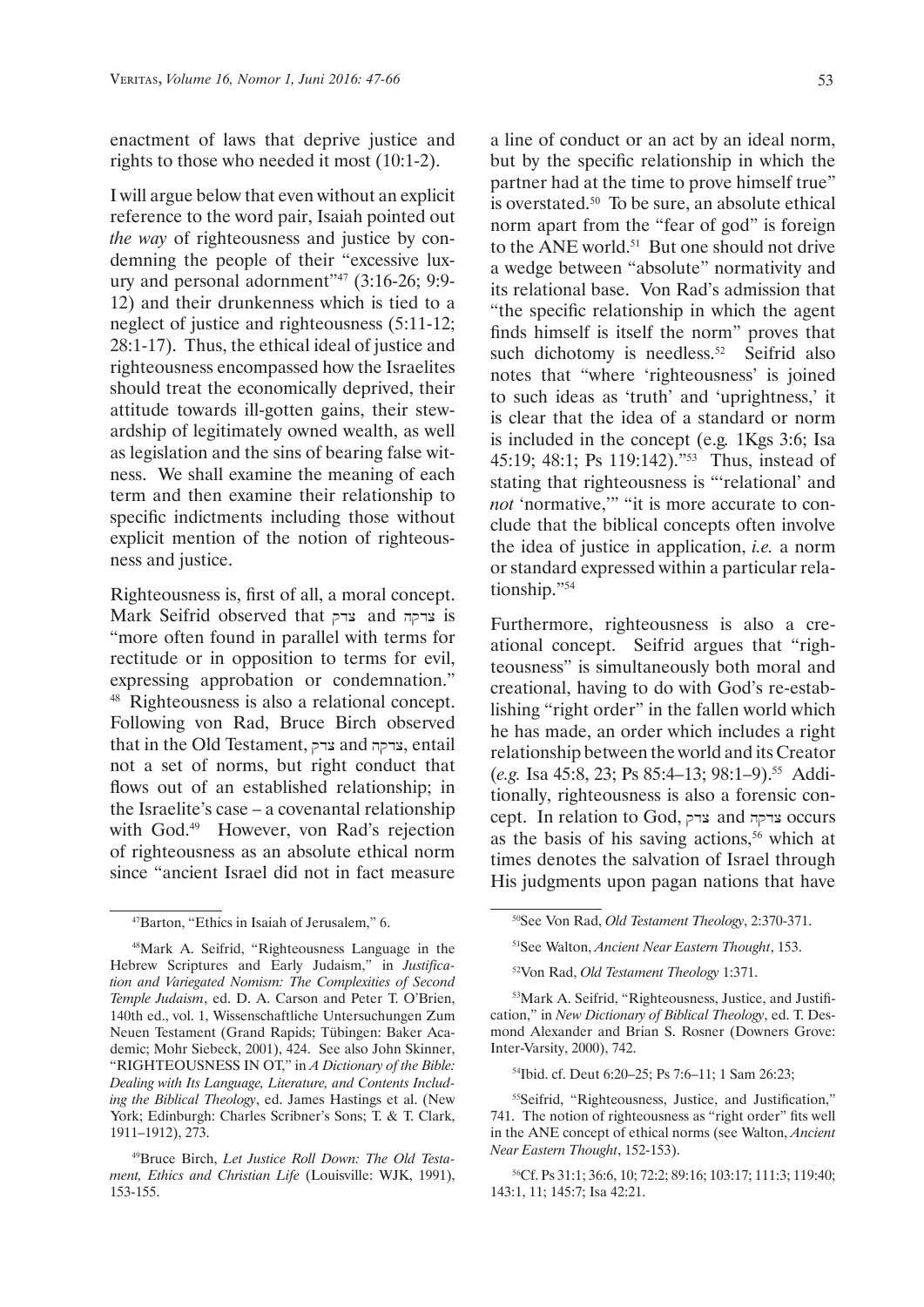enactment of laws that deprive justice and rights to those who needed it most (10:1-2).

I will argue below that even without an explicit reference to the word pair, Isaiah pointed out *the way* of righteousness and justice by condemning the people of their "excessive luxury and personal adornment"[47] (3:16-26; 9:9-12) and their drunkenness which is tied to a neglect of justice and righteousness (5:11-12; 28:1-17). Thus, the ethical ideal of justice and righteousness encompassed how the Israelites should treat the economically deprived, their attitude towards ill-gotten gains, their stewardship of legitimately owned wealth, as well as legislation and the sins of bearing false witness. We shall examine the meaning of each term and then examine their relationship to specific indictments including those without explicit mention of the notion of righteousness and justice.

Righteousness is, first of all, a moral concept. Mark Seifrid observed that צדק and צדקה is "more often found in parallel with terms for rectitude or in opposition to terms for evil, expressing approbation or condemnation." [48] Righteousness is also a relational concept. Following von Rad, Bruce Birch observed that in the Old Testament, צדק and צדקה, entail not a set of norms, but right conduct that flows out of an established relationship; in the Israelite's case – a covenantal relationship with God.[49] However, von Rad's rejection of righteousness as an absolute ethical norm since "ancient Israel did not in fact measure a line of conduct or an act by an ideal norm, but by the specific relationship in which the partner had at the time to prove himself true" is overstated.[50] To be sure, an absolute ethical norm apart from the "fear of god" is foreign to the ANE world.[51] But one should not drive a wedge between "absolute" normativity and its relational base. Von Rad's admission that "the specific relationship in which the agent finds himself is itself the norm" proves that such dichotomy is needless.[52] Seifrid also notes that "where 'righteousness' is joined to such ideas as 'truth' and 'uprightness,' it is clear that the idea of a standard or norm is included in the concept (e.g. 1Kgs 3:6; Isa 45:19; 48:1; Ps 119:142)."[53] Thus, instead of stating that righteousness is "'relational' and *not* 'normative,'" "it is more accurate to conclude that the biblical concepts often involve the idea of justice in application, *i.e.* a norm or standard expressed within a particular relationship."[54]

Furthermore, righteousness is also a creational concept. Seifrid argues that "righteousness" is simultaneously both moral and creational, having to do with God's re-establishing "right order" in the fallen world which he has made, an order which includes a right relationship between the world and its Creator (*e.g.* Isa 45:8, 23; Ps 85:4–13; 98:1–9).[55] Additionally, righteousness is also a forensic concept. In relation to God, צדק and צדקה occurs as the basis of his saving actions,[56] which at times denotes the salvation of Israel through His judgments upon pagan nations that have

---

[47] Barton, "Ethics in Isaiah of Jerusalem," 6.

[48] Mark A. Seifrid, "Righteousness Language in the Hebrew Scriptures and Early Judaism," in *Justification and Variegated Nomism: The Complexities of Second Temple Judaism*, ed. D. A. Carson and Peter T. O'Brien, 140th ed., vol. 1, Wissenschaftliche Untersuchungen Zum Neuen Testament (Grand Rapids; Tübingen: Baker Academic; Mohr Siebeck, 2001), 424. See also John Skinner, "RIGHTEOUSNESS IN OT," in *A Dictionary of the Bible: Dealing with Its Language, Literature, and Contents Including the Biblical Theology*, ed. James Hastings et al. (New York; Edinburgh: Charles Scribner's Sons; T. & T. Clark, 1911–1912), 273.

[49] Bruce Birch, *Let Justice Roll Down: The Old Testament, Ethics and Christian Life* (Louisville: WJK, 1991), 153-155.

[50] See Von Rad, *Old Testament Theology*, 2:370-371.

[51] See Walton, *Ancient Near Eastern Thought*, 153.

[52] Von Rad, *Old Testament Theology* 1:371.

[53] Mark A. Seifrid, "Righteousness, Justice, and Justification," in *New Dictionary of Biblical Theology*, ed. T. Desmond Alexander and Brian S. Rosner (Downers Grove: Inter-Varsity, 2000), 742.

[54] Ibid. cf. Deut 6:20–25; Ps 7:6–11; 1 Sam 26:23;

[55] Seifrid, "Righteousness, Justice, and Justification," 741. The notion of righteousness as "right order" fits well in the ANE concept of ethical norms (see Walton, *Ancient Near Eastern Thought*, 152-153).

[56] Cf. Ps 31:1; 36:6, 10; 72:2; 89:16; 103:17; 111:3; 119:40; 143:1, 11; 145:7; Isa 42:21.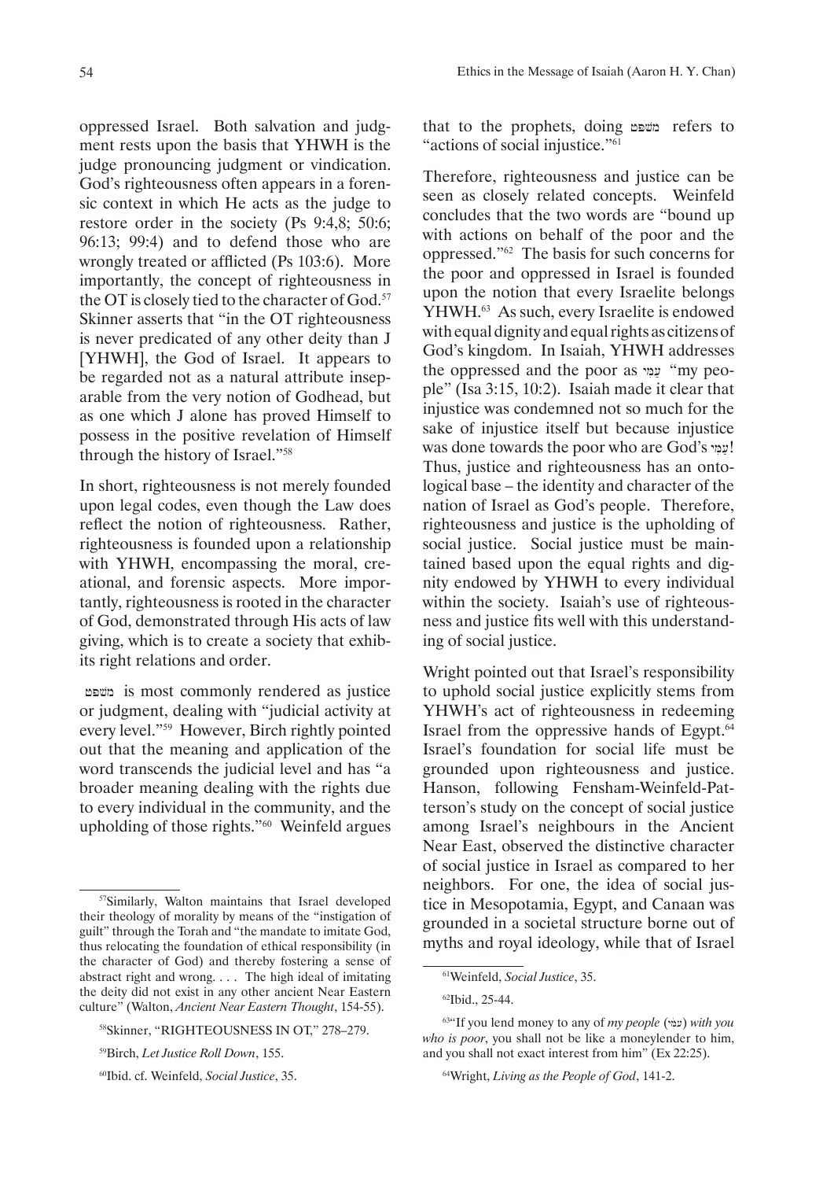oppressed Israel. Both salvation and judgment rests upon the basis that YHWH is the judge pronouncing judgment or vindication. God's righteousness often appears in a forensic context in which He acts as the judge to restore order in the society (Ps 9:4,8; 50:6; 96:13; 99:4) and to defend those who are wrongly treated or afflicted (Ps 103:6). More importantly, the concept of righteousness in the OT is closely tied to the character of God.[57] Skinner asserts that "in the OT righteousness is never predicated of any other deity than J [YHWH], the God of Israel. It appears to be regarded not as a natural attribute inseparable from the very notion of Godhead, but as one which J alone has proved Himself to possess in the positive revelation of Himself through the history of Israel."[58]

In short, righteousness is not merely founded upon legal codes, even though the Law does reflect the notion of righteousness. Rather, righteousness is founded upon a relationship with YHWH, encompassing the moral, creational, and forensic aspects. More importantly, righteousness is rooted in the character of God, demonstrated through His acts of law giving, which is to create a society that exhibits right relations and order.

משפט is most commonly rendered as justice or judgment, dealing with "judicial activity at every level."[59] However, Birch rightly pointed out that the meaning and application of the word transcends the judicial level and has "a broader meaning dealing with the rights due to every individual in the community, and the upholding of those rights."[60] Weinfeld argues that to the prophets, doing משפט refers to "actions of social injustice."[61]

Therefore, righteousness and justice can be seen as closely related concepts. Weinfeld concludes that the two words are "bound up with actions on behalf of the poor and the oppressed."[62] The basis for such concerns for the poor and oppressed in Israel is founded upon the notion that every Israelite belongs YHWH.[63] As such, every Israelite is endowed with equal dignity and equal rights as citizens of God's kingdom. In Isaiah, YHWH addresses the oppressed and the poor as עַמִּי "my people" (Isa 3:15, 10:2). Isaiah made it clear that injustice was condemned not so much for the sake of injustice itself but because injustice was done towards the poor who are God's עַמִּי! Thus, justice and righteousness has an ontological base – the identity and character of the nation of Israel as God's people. Therefore, righteousness and justice is the upholding of social justice. Social justice must be maintained based upon the equal rights and dignity endowed by YHWH to every individual within the society. Isaiah's use of righteousness and justice fits well with this understanding of social justice.

Wright pointed out that Israel's responsibility to uphold social justice explicitly stems from YHWH's act of righteousness in redeeming Israel from the oppressive hands of Egypt.[64] Israel's foundation for social life must be grounded upon righteousness and justice. Hanson, following Fensham-Weinfeld-Patterson's study on the concept of social justice among Israel's neighbours in the Ancient Near East, observed the distinctive character of social justice in Israel as compared to her neighbors. For one, the idea of social justice in Mesopotamia, Egypt, and Canaan was grounded in a societal structure borne out of myths and royal ideology, while that of Israel

---

[57] Similarly, Walton maintains that Israel developed their theology of morality by means of the "instigation of guilt" through the Torah and "the mandate to imitate God, thus relocating the foundation of ethical responsibility (in the character of God) and thereby fostering a sense of abstract right and wrong. . . . The high ideal of imitating the deity did not exist in any other ancient Near Eastern culture" (Walton, *Ancient Near Eastern Thought*, 154-55).

[58] Skinner, "RIGHTEOUSNESS IN OT," 278–279.

[59] Birch, *Let Justice Roll Down*, 155.

[60] Ibid. cf. Weinfeld, *Social Justice*, 35.

[61] Weinfeld, *Social Justice*, 35.

[62] Ibid., 25-44.

[63] "If you lend money to any of *my people* (עמי) *with you who is poor*, you shall not be like a moneylender to him, and you shall not exact interest from him" (Ex 22:25).

[64] Wright, *Living as the People of God*, 141-2.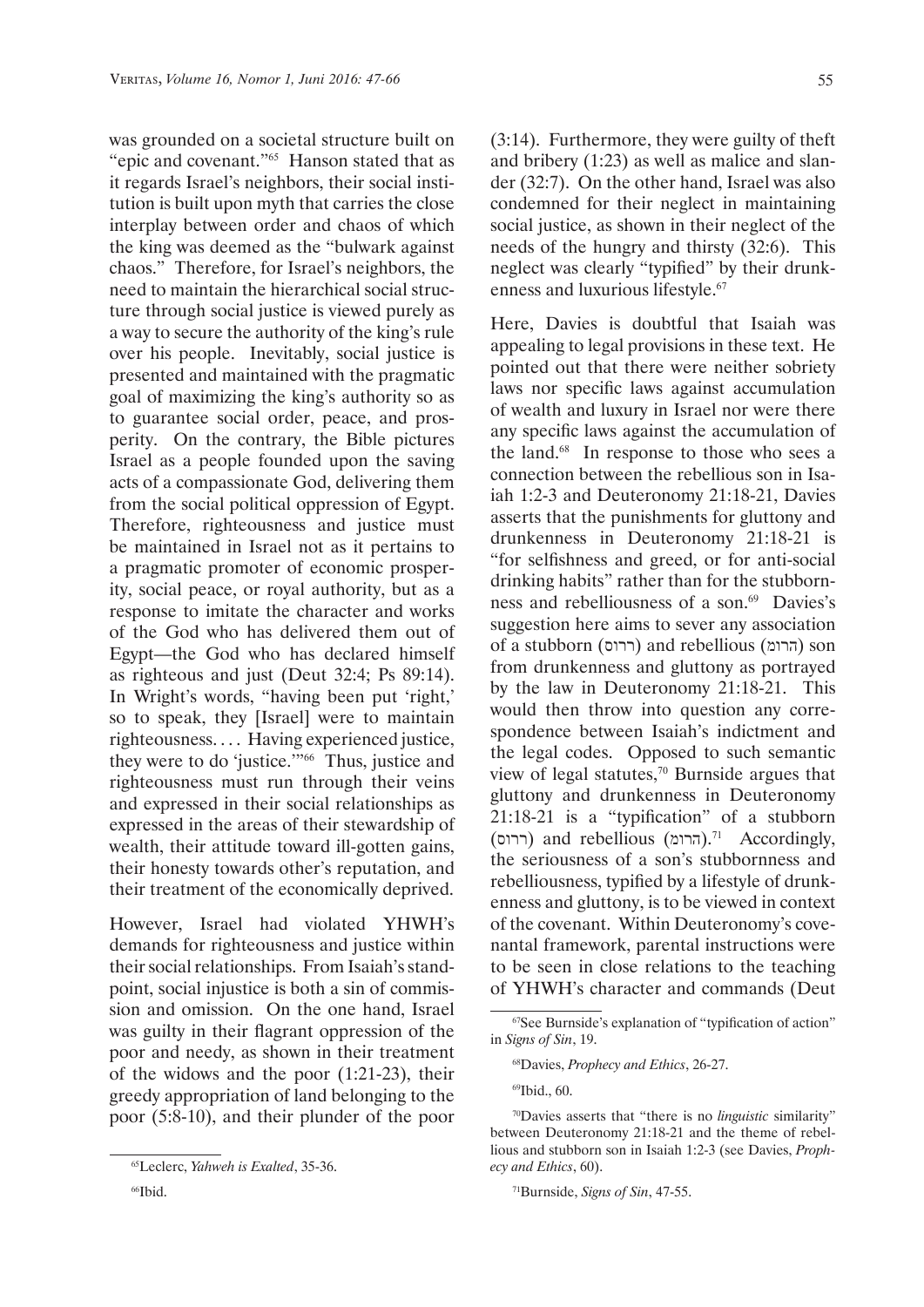was grounded on a societal structure built on "epic and covenant."[65] Hanson stated that as it regards Israel's neighbors, their social institution is built upon myth that carries the close interplay between order and chaos of which the king was deemed as the "bulwark against chaos." Therefore, for Israel's neighbors, the need to maintain the hierarchical social structure through social justice is viewed purely as a way to secure the authority of the king's rule over his people. Inevitably, social justice is presented and maintained with the pragmatic goal of maximizing the king's authority so as to guarantee social order, peace, and prosperity. On the contrary, the Bible pictures Israel as a people founded upon the saving acts of a compassionate God, delivering them from the social political oppression of Egypt. Therefore, righteousness and justice must be maintained in Israel not as it pertains to a pragmatic promoter of economic prosperity, social peace, or royal authority, but as a response to imitate the character and works of the God who has delivered them out of Egypt—the God who has declared himself as righteous and just (Deut 32:4; Ps 89:14). In Wright's words, "having been put 'right,' so to speak, they [Israel] were to maintain righteousness. . . . Having experienced justice, they were to do 'justice.'"[66] Thus, justice and righteousness must run through their veins and expressed in their social relationships as expressed in the areas of their stewardship of wealth, their attitude toward ill-gotten gains, their honesty towards other's reputation, and their treatment of the economically deprived.

However, Israel had violated YHWH's demands for righteousness and justice within their social relationships. From Isaiah's standpoint, social injustice is both a sin of commission and omission. On the one hand, Israel was guilty in their flagrant oppression of the poor and needy, as shown in their treatment of the widows and the poor (1:21-23), their greedy appropriation of land belonging to the poor (5:8-10), and their plunder of the poor (3:14). Furthermore, they were guilty of theft and bribery (1:23) as well as malice and slander (32:7). On the other hand, Israel was also condemned for their neglect in maintaining social justice, as shown in their neglect of the needs of the hungry and thirsty (32:6). This neglect was clearly "typified" by their drunkenness and luxurious lifestyle.[67]

Here, Davies is doubtful that Isaiah was appealing to legal provisions in these text. He pointed out that there were neither sobriety laws nor specific laws against accumulation of wealth and luxury in Israel nor were there any specific laws against the accumulation of the land.[68] In response to those who sees a connection between the rebellious son in Isaiah 1:2-3 and Deuteronomy 21:18-21, Davies asserts that the punishments for gluttony and drunkenness in Deuteronomy 21:18-21 is "for selfishness and greed, or for anti-social drinking habits" rather than for the stubbornness and rebelliousness of a son.[69] Davies's suggestion here aims to sever any association of a stubborn (ררוס) and rebellious (הרומ) son from drunkenness and gluttony as portrayed by the law in Deuteronomy 21:18-21. This would then throw into question any correspondence between Isaiah's indictment and the legal codes. Opposed to such semantic view of legal statutes,[70] Burnside argues that gluttony and drunkenness in Deuteronomy 21:18-21 is a "typification" of a stubborn (ררוס) and rebellious (הרומ).[71] Accordingly, the seriousness of a son's stubbornness and rebelliousness, typified by a lifestyle of drunkenness and gluttony, is to be viewed in context of the covenant. Within Deuteronomy's covenantal framework, parental instructions were to be seen in close relations to the teaching of YHWH's character and commands (Deut

[65]Leclerc, *Yahweh is Exalted*, 35-36.

[66]Ibid.

[67]See Burnside's explanation of "typification of action" in *Signs of Sin*, 19.

[68]Davies, *Prophecy and Ethics*, 26-27.

[69]Ibid., 60.

[70]Davies asserts that "there is no *linguistic* similarity" between Deuteronomy 21:18-21 and the theme of rebellious and stubborn son in Isaiah 1:2-3 (see Davies, *Prophecy and Ethics*, 60).

[71]Burnside, *Signs of Sin*, 47-55.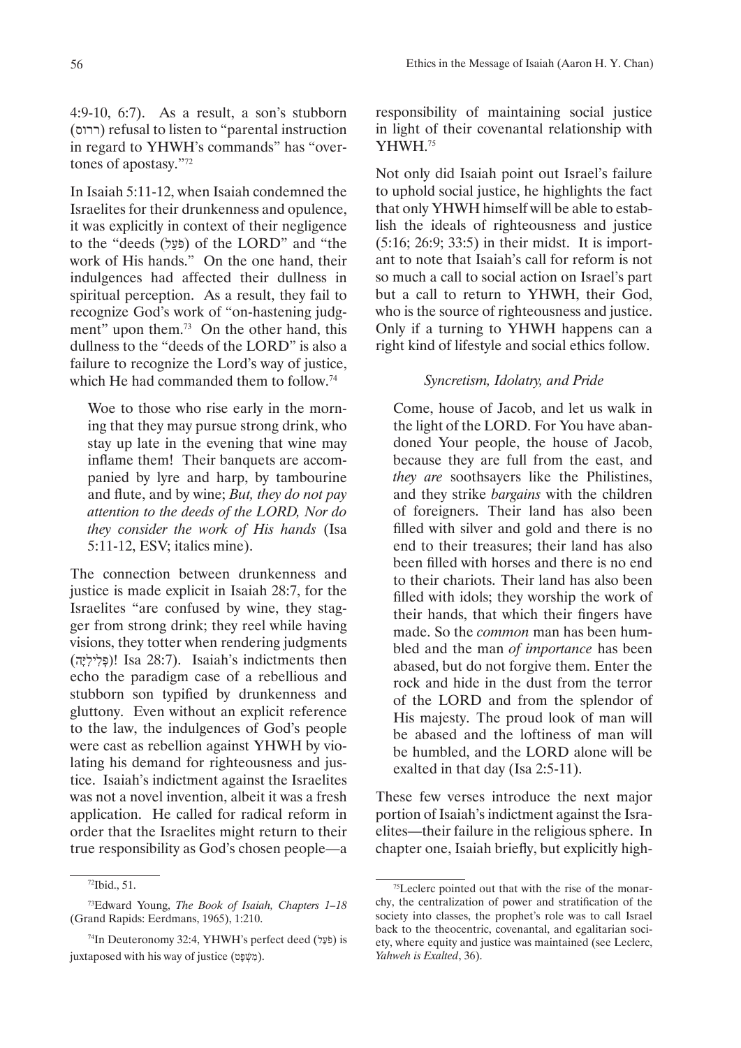4:9-10, 6:7). As a result, a son's stubborn (ררוס) refusal to listen to "parental instruction in regard to YHWH's commands" has "overtones of apostasy."[72]

In Isaiah 5:11-12, when Isaiah condemned the Israelites for their drunkenness and opulence, it was explicitly in context of their negligence to the "deeds (פֹּעַל) of the LORD" and "the work of His hands." On the one hand, their indulgences had affected their dullness in spiritual perception. As a result, they fail to recognize God's work of "on-hastening judgment" upon them.[73] On the other hand, this dullness to the "deeds of the LORD" is also a failure to recognize the Lord's way of justice, which He had commanded them to follow.[74]

> Woe to those who rise early in the morning that they may pursue strong drink, who stay up late in the evening that wine may inflame them! Their banquets are accompanied by lyre and harp, by tambourine and flute, and by wine; *But, they do not pay attention to the deeds of the LORD, Nor do they consider the work of His hands* (Isa 5:11-12, ESV; italics mine).

The connection between drunkenness and justice is made explicit in Isaiah 28:7, for the Israelites "are confused by wine, they stagger from strong drink; they reel while having visions, they totter when rendering judgments (פְּלִילִיָּה)! Isa 28:7). Isaiah's indictments then echo the paradigm case of a rebellious and stubborn son typified by drunkenness and gluttony. Even without an explicit reference to the law, the indulgences of God's people were cast as rebellion against YHWH by violating his demand for righteousness and justice. Isaiah's indictment against the Israelites was not a novel invention, albeit it was a fresh application. He called for radical reform in order that the Israelites might return to their true responsibility as God's chosen people—a responsibility of maintaining social justice in light of their covenantal relationship with YHWH.[75]

Not only did Isaiah point out Israel's failure to uphold social justice, he highlights the fact that only YHWH himself will be able to establish the ideals of righteousness and justice (5:16; 26:9; 33:5) in their midst. It is important to note that Isaiah's call for reform is not so much a call to social action on Israel's part but a call to return to YHWH, their God, who is the source of righteousness and justice. Only if a turning to YHWH happens can a right kind of lifestyle and social ethics follow.

### *Syncretism, Idolatry, and Pride*

> Come, house of Jacob, and let us walk in the light of the LORD. For You have abandoned Your people, the house of Jacob, because they are full from the east, and *they are* soothsayers like the Philistines, and they strike *bargains* with the children of foreigners. Their land has also been filled with silver and gold and there is no end to their treasures; their land has also been filled with horses and there is no end to their chariots. Their land has also been filled with idols; they worship the work of their hands, that which their fingers have made. So the *common* man has been humbled and the man *of importance* has been abased, but do not forgive them. Enter the rock and hide in the dust from the terror of the LORD and from the splendor of His majesty. The proud look of man will be abased and the loftiness of man will be humbled, and the LORD alone will be exalted in that day (Isa 2:5-11).

These few verses introduce the next major portion of Isaiah's indictment against the Israelites—their failure in the religious sphere. In chapter one, Isaiah briefly, but explicitly high-

---

[72] Ibid., 51.

[73] Edward Young, *The Book of Isaiah, Chapters 1–18* (Grand Rapids: Eerdmans, 1965), 1:210.

[74] In Deuteronomy 32:4, YHWH's perfect deed (פֹּעַל) is juxtaposed with his way of justice (מִשְׁפָּט).

[75] Leclerc pointed out that with the rise of the monarchy, the centralization of power and stratification of the society into classes, the prophet's role was to call Israel back to the theocentric, covenantal, and egalitarian society, where equity and justice was maintained (see Leclerc, *Yahweh is Exalted*, 36).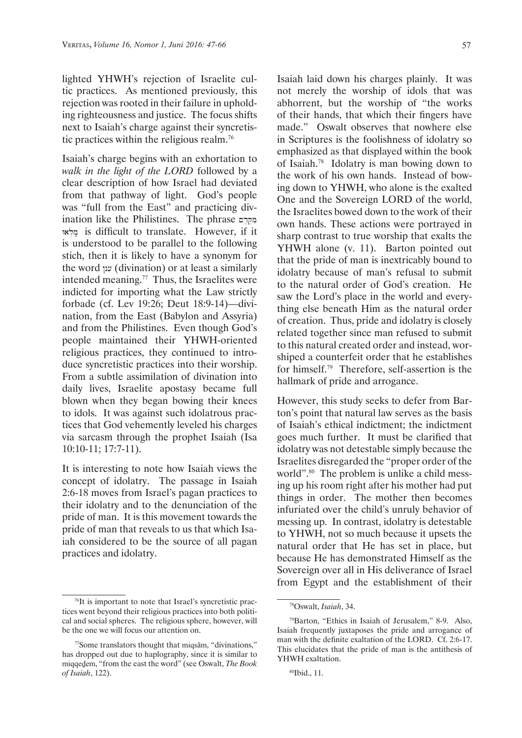lighted YHWH's rejection of Israelite cultic practices. As mentioned previously, this rejection was rooted in their failure in upholding righteousness and justice. The focus shifts next to Isaiah's charge against their syncretistic practices within the religious realm.[76]

Isaiah's charge begins with an exhortation to *walk in the light of the LORD* followed by a clear description of how Israel had deviated from that pathway of light. God's people was "full from the East" and practicing divination like the Philistines. The phrase מִקֶּדֶם מָלְאוּ is difficult to translate. However, if it is understood to be parallel to the following stich, then it is likely to have a synonym for the word ענן (divination) or at least a similarly intended meaning.[77] Thus, the Israelites were indicted for importing what the Law strictly forbade (cf. Lev 19:26; Deut 18:9-14)—divination, from the East (Babylon and Assyria) and from the Philistines. Even though God's people maintained their YHWH-oriented religious practices, they continued to introduce syncretistic practices into their worship. From a subtle assimilation of divination into daily lives, Israelite apostasy became full blown when they began bowing their knees to idols. It was against such idolatrous practices that God vehemently leveled his charges via sarcasm through the prophet Isaiah (Isa 10:10-11; 17:7-11).

It is interesting to note how Isaiah views the concept of idolatry. The passage in Isaiah 2:6-18 moves from Israel's pagan practices to their idolatry and to the denunciation of the pride of man. It is this movement towards the pride of man that reveals to us that which Isaiah considered to be the source of all pagan practices and idolatry.

Isaiah laid down his charges plainly. It was not merely the worship of idols that was abhorrent, but the worship of "the works of their hands, that which their fingers have made." Oswalt observes that nowhere else in Scriptures is the foolishness of idolatry so emphasized as that displayed within the book of Isaiah.[78] Idolatry is man bowing down to the work of his own hands. Instead of bowing down to YHWH, who alone is the exalted One and the Sovereign LORD of the world, the Israelites bowed down to the work of their own hands. These actions were portrayed in sharp contrast to true worship that exalts the YHWH alone (v. 11). Barton pointed out that the pride of man is inextricably bound to idolatry because of man's refusal to submit to the natural order of God's creation. He saw the Lord's place in the world and everything else beneath Him as the natural order of creation. Thus, pride and idolatry is closely related together since man refused to submit to this natural created order and instead, worshiped a counterfeit order that he establishes for himself.[79] Therefore, self-assertion is the hallmark of pride and arrogance.

However, this study seeks to defer from Barton's point that natural law serves as the basis of Isaiah's ethical indictment; the indictment goes much further. It must be clarified that idolatry was not detestable simply because the Israelites disregarded the "proper order of the world".[80] The problem is unlike a child messing up his room right after his mother had put things in order. The mother then becomes infuriated over the child's unruly behavior of messing up. In contrast, idolatry is detestable to YHWH, not so much because it upsets the natural order that He has set in place, but because He has demonstrated Himself as the Sovereign over all in His deliverance of Israel from Egypt and the establishment of their

---

[76] It is important to note that Israel's syncretistic practices went beyond their religious practices into both political and social spheres. The religious sphere, however, will be the one we will focus our attention on.

[77] Some translators thought that miqsām, "divinations," has dropped out due to haplography, since it is similar to miqqeḏem, "from the east the word" (see Oswalt, *The Book of Isaiah*, 122).

[78] Oswalt, *Isaiah*, 34.

[79] Barton, "Ethics in Isaiah of Jerusalem," 8-9. Also, Isaiah frequently juxtaposes the pride and arrogance of man with the definite exaltation of the LORD. Cf. 2:6-17. This elucidates that the pride of man is the antithesis of YHWH exaltation.

[80] Ibid., 11.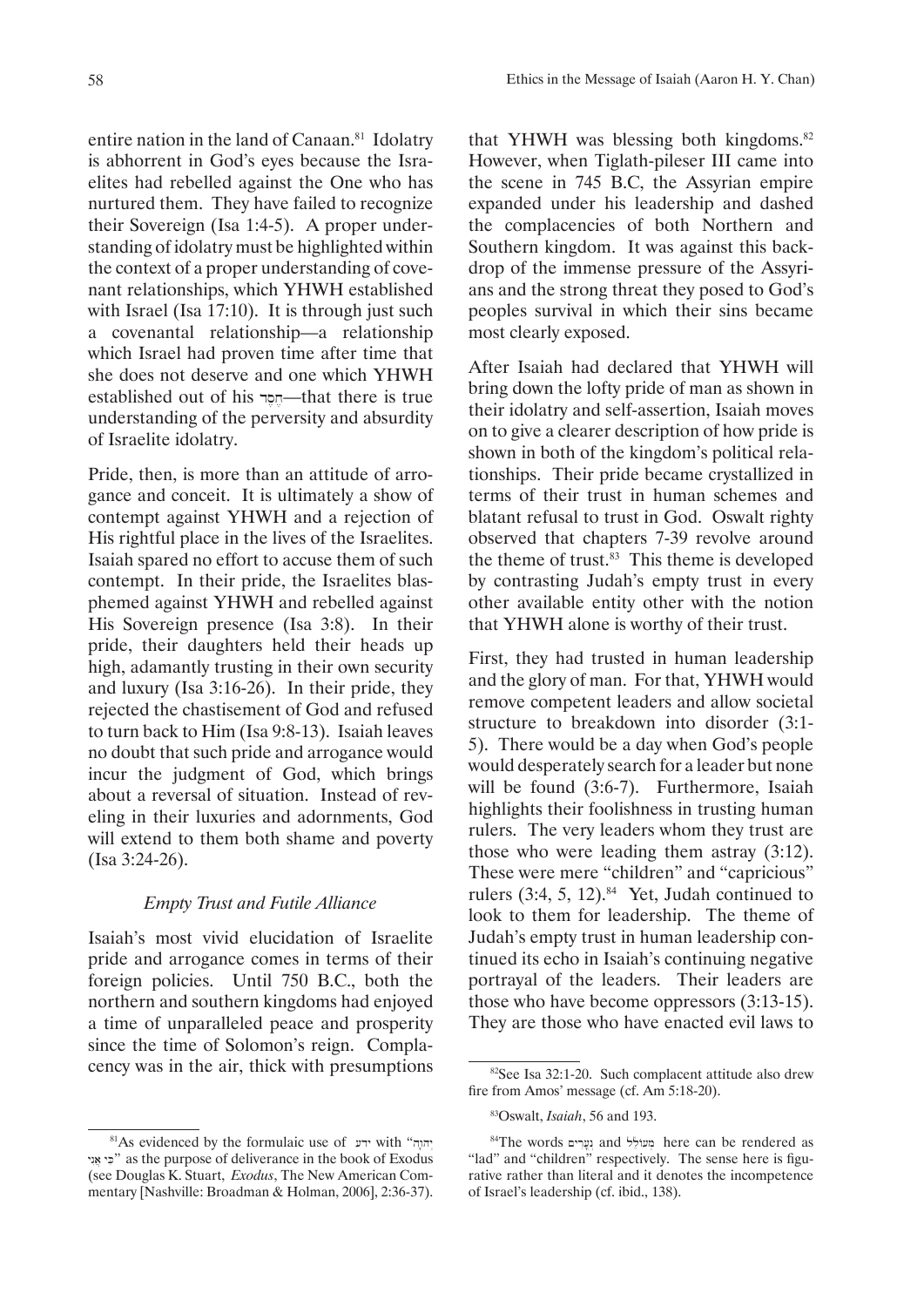entire nation in the land of Canaan.[81] Idolatry is abhorrent in God's eyes because the Israelites had rebelled against the One who has nurtured them. They have failed to recognize their Sovereign (Isa 1:4-5). A proper understanding of idolatry must be highlighted within the context of a proper understanding of covenant relationships, which YHWH established with Israel (Isa 17:10). It is through just such a covenantal relationship—a relationship which Israel had proven time after time that she does not deserve and one which YHWH established out of his חֶסֶד—that there is true understanding of the perversity and absurdity of Israelite idolatry.

Pride, then, is more than an attitude of arrogance and conceit. It is ultimately a show of contempt against YHWH and a rejection of His rightful place in the lives of the Israelites. Isaiah spared no effort to accuse them of such contempt. In their pride, the Israelites blasphemed against YHWH and rebelled against His Sovereign presence (Isa 3:8). In their pride, their daughters held their heads up high, adamantly trusting in their own security and luxury (Isa 3:16-26). In their pride, they rejected the chastisement of God and refused to turn back to Him (Isa 9:8-13). Isaiah leaves no doubt that such pride and arrogance would incur the judgment of God, which brings about a reversal of situation. Instead of reveling in their luxuries and adornments, God will extend to them both shame and poverty (Isa 3:24-26).

### *Empty Trust and Futile Alliance*

Isaiah's most vivid elucidation of Israelite pride and arrogance comes in terms of their foreign policies. Until 750 B.C., both the northern and southern kingdoms had enjoyed a time of unparalleled peace and prosperity since the time of Solomon's reign. Complacency was in the air, thick with presumptions that YHWH was blessing both kingdoms.[82] However, when Tiglath-pileser III came into the scene in 745 B.C, the Assyrian empire expanded under his leadership and dashed the complacencies of both Northern and Southern kingdom. It was against this backdrop of the immense pressure of the Assyrians and the strong threat they posed to God's peoples survival in which their sins became most clearly exposed.

After Isaiah had declared that YHWH will bring down the lofty pride of man as shown in their idolatry and self-assertion, Isaiah moves on to give a clearer description of how pride is shown in both of the kingdom's political relationships. Their pride became crystallized in terms of their trust in human schemes and blatant refusal to trust in God. Oswalt righty observed that chapters 7-39 revolve around the theme of trust.[83] This theme is developed by contrasting Judah's empty trust in every other available entity other with the notion that YHWH alone is worthy of their trust.

First, they had trusted in human leadership and the glory of man. For that, YHWH would remove competent leaders and allow societal structure to breakdown into disorder (3:1-5). There would be a day when God's people would desperately search for a leader but none will be found (3:6-7). Furthermore, Isaiah highlights their foolishness in trusting human rulers. The very leaders whom they trust are those who were leading them astray (3:12). These were mere "children" and "capricious" rulers (3:4, 5, 12).[84] Yet, Judah continued to look to them for leadership. The theme of Judah's empty trust in human leadership continued its echo in Isaiah's continuing negative portrayal of the leaders. Their leaders are those who have become oppressors (3:13-15). They are those who have enacted evil laws to

---

[81] As evidenced by the formulaic use of ידע with "כִּי אֲנִי יְהוָה" as the purpose of deliverance in the book of Exodus (see Douglas K. Stuart, *Exodus*, The New American Commentary [Nashville: Broadman & Holman, 2006], 2:36-37).

[82] See Isa 32:1-20. Such complacent attitude also drew fire from Amos' message (cf. Am 5:18-20).

[83] Oswalt, *Isaiah*, 56 and 193.

[84] The words נְעָרִים and מְעוֹלֵל here can be rendered as "lad" and "children" respectively. The sense here is figurative rather than literal and it denotes the incompetence of Israel's leadership (cf. ibid., 138).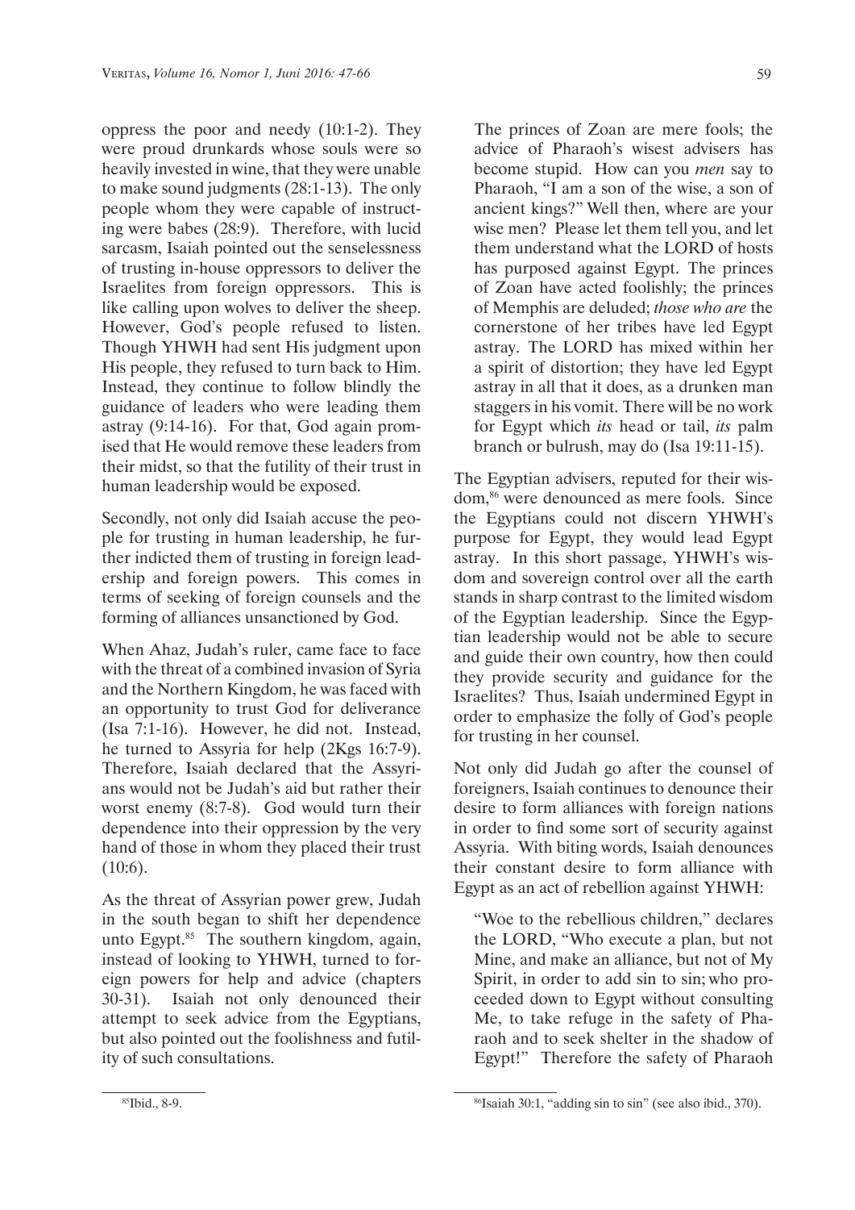oppress the poor and needy (10:1-2). They were proud drunkards whose souls were so heavily invested in wine, that they were unable to make sound judgments (28:1-13). The only people whom they were capable of instructing were babes (28:9). Therefore, with lucid sarcasm, Isaiah pointed out the senselessness of trusting in-house oppressors to deliver the Israelites from foreign oppressors. This is like calling upon wolves to deliver the sheep. However, God's people refused to listen. Though YHWH had sent His judgment upon His people, they refused to turn back to Him. Instead, they continue to follow blindly the guidance of leaders who were leading them astray (9:14-16). For that, God again promised that He would remove these leaders from their midst, so that the futility of their trust in human leadership would be exposed.

Secondly, not only did Isaiah accuse the people for trusting in human leadership, he further indicted them of trusting in foreign leadership and foreign powers. This comes in terms of seeking of foreign counsels and the forming of alliances unsanctioned by God.

When Ahaz, Judah's ruler, came face to face with the threat of a combined invasion of Syria and the Northern Kingdom, he was faced with an opportunity to trust God for deliverance (Isa 7:1-16). However, he did not. Instead, he turned to Assyria for help (2Kgs 16:7-9). Therefore, Isaiah declared that the Assyrians would not be Judah's aid but rather their worst enemy (8:7-8). God would turn their dependence into their oppression by the very hand of those in whom they placed their trust (10:6).

As the threat of Assyrian power grew, Judah in the south began to shift her dependence unto Egypt.[85] The southern kingdom, again, instead of looking to YHWH, turned to foreign powers for help and advice (chapters 30-31). Isaiah not only denounced their attempt to seek advice from the Egyptians, but also pointed out the foolishness and futility of such consultations.

> The princes of Zoan are mere fools; the advice of Pharaoh's wisest advisers has become stupid. How can you *men* say to Pharaoh, "I am a son of the wise, a son of ancient kings?" Well then, where are your wise men? Please let them tell you, and let them understand what the LORD of hosts has purposed against Egypt. The princes of Zoan have acted foolishly; the princes of Memphis are deluded; *those who are* the cornerstone of her tribes have led Egypt astray. The LORD has mixed within her a spirit of distortion; they have led Egypt astray in all that it does, as a drunken man staggers in his vomit. There will be no work for Egypt which *its* head or tail, *its* palm branch or bulrush, may do (Isa 19:11-15).

The Egyptian advisers, reputed for their wisdom,[86] were denounced as mere fools. Since the Egyptians could not discern YHWH's purpose for Egypt, they would lead Egypt astray. In this short passage, YHWH's wisdom and sovereign control over all the earth stands in sharp contrast to the limited wisdom of the Egyptian leadership. Since the Egyptian leadership would not be able to secure and guide their own country, how then could they provide security and guidance for the Israelites? Thus, Isaiah undermined Egypt in order to emphasize the folly of God's people for trusting in her counsel.

Not only did Judah go after the counsel of foreigners, Isaiah continues to denounce their desire to form alliances with foreign nations in order to find some sort of security against Assyria. With biting words, Isaiah denounces their constant desire to form alliance with Egypt as an act of rebellion against YHWH:

> "Woe to the rebellious children," declares the LORD, "Who execute a plan, but not Mine, and make an alliance, but not of My Spirit, in order to add sin to sin; who proceeded down to Egypt without consulting Me, to take refuge in the safety of Pharaoh and to seek shelter in the shadow of Egypt!" Therefore the safety of Pharaoh

---

[85] Ibid., 8-9.

[86] Isaiah 30:1, "adding sin to sin" (see also ibid., 370).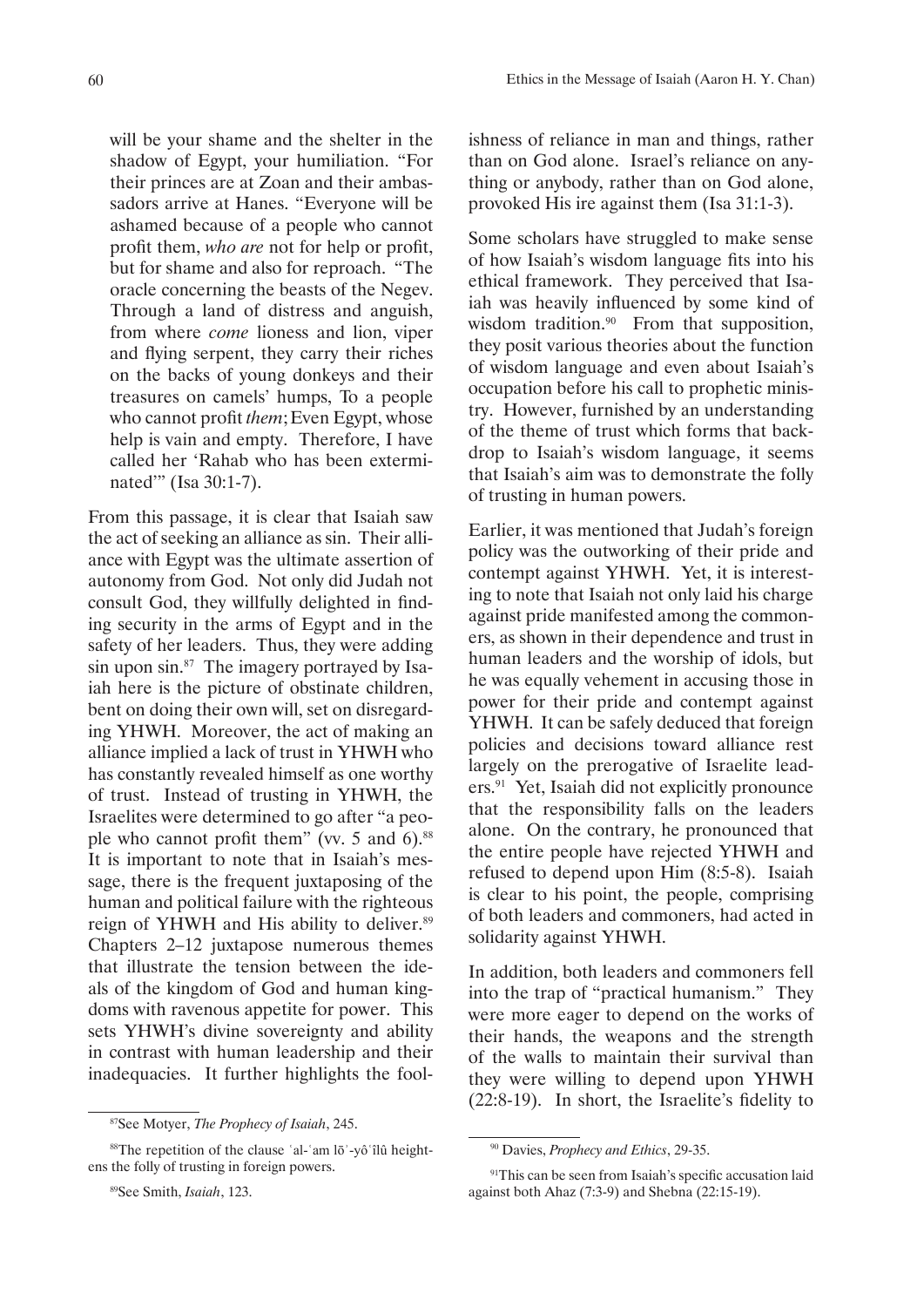will be your shame and the shelter in the shadow of Egypt, your humiliation. "For their princes are at Zoan and their ambassadors arrive at Hanes. "Everyone will be ashamed because of a people who cannot profit them, *who are* not for help or profit, but for shame and also for reproach. "The oracle concerning the beasts of the Negev. Through a land of distress and anguish, from where *come* lioness and lion, viper and flying serpent, they carry their riches on the backs of young donkeys and their treasures on camels' humps, To a people who cannot profit *them*; Even Egypt, whose help is vain and empty. Therefore, I have called her 'Rahab who has been exterminated'" (Isa 30:1-7).

From this passage, it is clear that Isaiah saw the act of seeking an alliance as sin. Their alliance with Egypt was the ultimate assertion of autonomy from God. Not only did Judah not consult God, they willfully delighted in finding security in the arms of Egypt and in the safety of her leaders. Thus, they were adding sin upon sin.[87] The imagery portrayed by Isaiah here is the picture of obstinate children, bent on doing their own will, set on disregarding YHWH. Moreover, the act of making an alliance implied a lack of trust in YHWH who has constantly revealed himself as one worthy of trust. Instead of trusting in YHWH, the Israelites were determined to go after "a people who cannot profit them" (vv. 5 and 6).[88] It is important to note that in Isaiah's message, there is the frequent juxtaposing of the human and political failure with the righteous reign of YHWH and His ability to deliver.[89] Chapters 2–12 juxtapose numerous themes that illustrate the tension between the ideals of the kingdom of God and human kingdoms with ravenous appetite for power. This sets YHWH's divine sovereignty and ability in contrast with human leadership and their inadequacies. It further highlights the foolishness of reliance in man and things, rather than on God alone. Israel's reliance on anything or anybody, rather than on God alone, provoked His ire against them (Isa 31:1-3).

Some scholars have struggled to make sense of how Isaiah's wisdom language fits into his ethical framework. They perceived that Isaiah was heavily influenced by some kind of wisdom tradition.[90] From that supposition, they posit various theories about the function of wisdom language and even about Isaiah's occupation before his call to prophetic ministry. However, furnished by an understanding of the theme of trust which forms that backdrop to Isaiah's wisdom language, it seems that Isaiah's aim was to demonstrate the folly of trusting in human powers.

Earlier, it was mentioned that Judah's foreign policy was the outworking of their pride and contempt against YHWH. Yet, it is interesting to note that Isaiah not only laid his charge against pride manifested among the commoners, as shown in their dependence and trust in human leaders and the worship of idols, but he was equally vehement in accusing those in power for their pride and contempt against YHWH. It can be safely deduced that foreign policies and decisions toward alliance rest largely on the prerogative of Israelite leaders.[91] Yet, Isaiah did not explicitly pronounce that the responsibility falls on the leaders alone. On the contrary, he pronounced that the entire people have rejected YHWH and refused to depend upon Him (8:5-8). Isaiah is clear to his point, the people, comprising of both leaders and commoners, had acted in solidarity against YHWH.

In addition, both leaders and commoners fell into the trap of "practical humanism." They were more eager to depend on the works of their hands, the weapons and the strength of the walls to maintain their survival than they were willing to depend upon YHWH (22:8-19). In short, the Israelite's fidelity to

---

[87]See Motyer, *The Prophecy of Isaiah*, 245.

[88]The repetition of the clause ʾal-ʿam lōʾ-yôʿîlû heightens the folly of trusting in foreign powers.

[89]See Smith, *Isaiah*, 123.

[90] Davies, *Prophecy and Ethics*, 29-35.

[91]This can be seen from Isaiah's specific accusation laid against both Ahaz (7:3-9) and Shebna (22:15-19).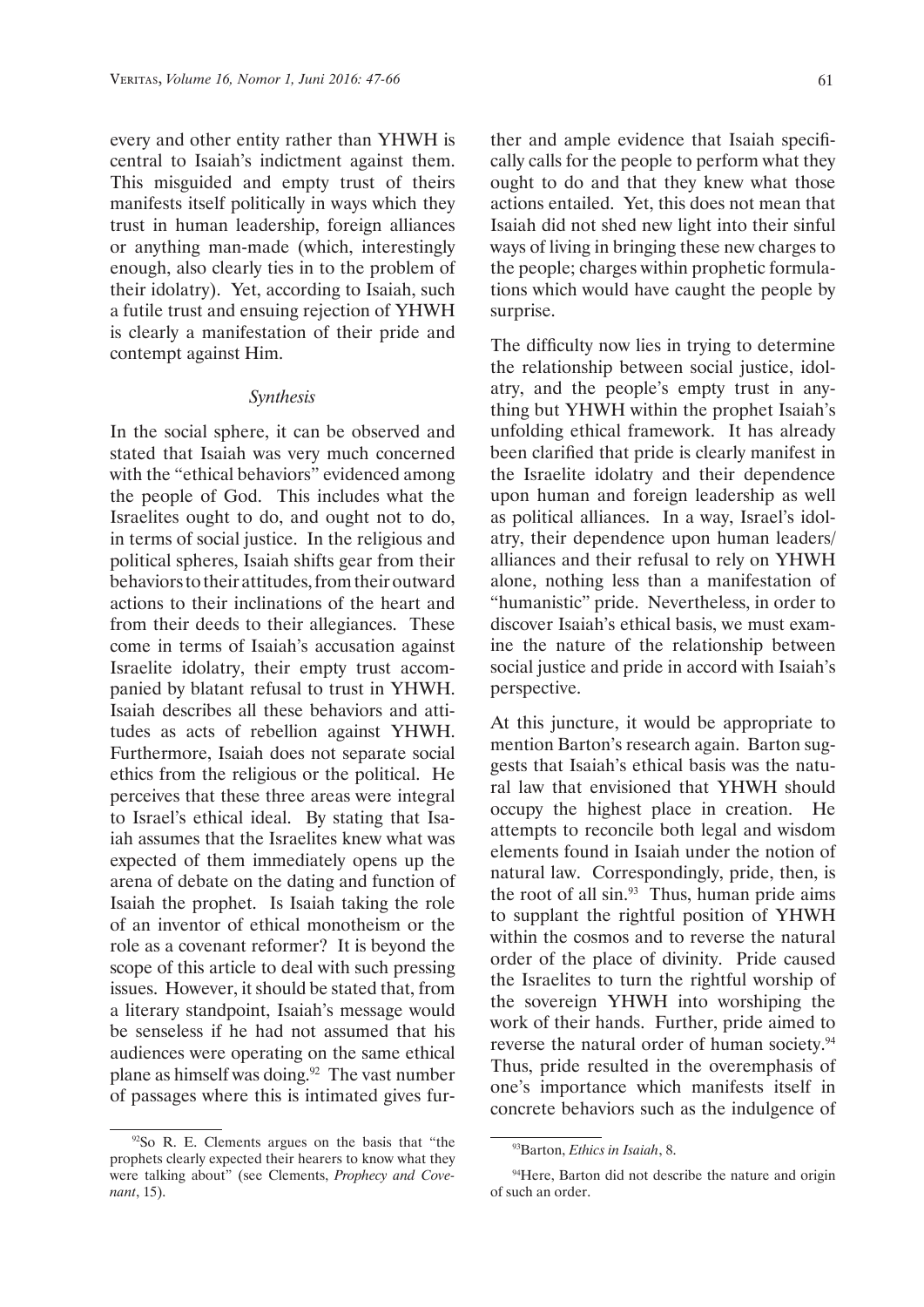every and other entity rather than YHWH is central to Isaiah's indictment against them. This misguided and empty trust of theirs manifests itself politically in ways which they trust in human leadership, foreign alliances or anything man-made (which, interestingly enough, also clearly ties in to the problem of their idolatry). Yet, according to Isaiah, such a futile trust and ensuing rejection of YHWH is clearly a manifestation of their pride and contempt against Him.

### *Synthesis*

In the social sphere, it can be observed and stated that Isaiah was very much concerned with the "ethical behaviors" evidenced among the people of God. This includes what the Israelites ought to do, and ought not to do, in terms of social justice. In the religious and political spheres, Isaiah shifts gear from their behaviors to their attitudes, from their outward actions to their inclinations of the heart and from their deeds to their allegiances. These come in terms of Isaiah's accusation against Israelite idolatry, their empty trust accompanied by blatant refusal to trust in YHWH. Isaiah describes all these behaviors and attitudes as acts of rebellion against YHWH. Furthermore, Isaiah does not separate social ethics from the religious or the political. He perceives that these three areas were integral to Israel's ethical ideal. By stating that Isaiah assumes that the Israelites knew what was expected of them immediately opens up the arena of debate on the dating and function of Isaiah the prophet. Is Isaiah taking the role of an inventor of ethical monotheism or the role as a covenant reformer? It is beyond the scope of this article to deal with such pressing issues. However, it should be stated that, from a literary standpoint, Isaiah's message would be senseless if he had not assumed that his audiences were operating on the same ethical plane as himself was doing.[92] The vast number of passages where this is intimated gives further and ample evidence that Isaiah specifically calls for the people to perform what they ought to do and that they knew what those actions entailed. Yet, this does not mean that Isaiah did not shed new light into their sinful ways of living in bringing these new charges to the people; charges within prophetic formulations which would have caught the people by surprise.

The difficulty now lies in trying to determine the relationship between social justice, idolatry, and the people's empty trust in anything but YHWH within the prophet Isaiah's unfolding ethical framework. It has already been clarified that pride is clearly manifest in the Israelite idolatry and their dependence upon human and foreign leadership as well as political alliances. In a way, Israel's idolatry, their dependence upon human leaders/ alliances and their refusal to rely on YHWH alone, nothing less than a manifestation of "humanistic" pride. Nevertheless, in order to discover Isaiah's ethical basis, we must examine the nature of the relationship between social justice and pride in accord with Isaiah's perspective.

At this juncture, it would be appropriate to mention Barton's research again. Barton suggests that Isaiah's ethical basis was the natural law that envisioned that YHWH should occupy the highest place in creation. He attempts to reconcile both legal and wisdom elements found in Isaiah under the notion of natural law. Correspondingly, pride, then, is the root of all sin.[93] Thus, human pride aims to supplant the rightful position of YHWH within the cosmos and to reverse the natural order of the place of divinity. Pride caused the Israelites to turn the rightful worship of the sovereign YHWH into worshiping the work of their hands. Further, pride aimed to reverse the natural order of human society.[94] Thus, pride resulted in the overemphasis of one's importance which manifests itself in concrete behaviors such as the indulgence of

---

[92] So R. E. Clements argues on the basis that "the prophets clearly expected their hearers to know what they were talking about" (see Clements, *Prophecy and Covenant*, 15).

[93] Barton, *Ethics in Isaiah*, 8.

[94] Here, Barton did not describe the nature and origin of such an order.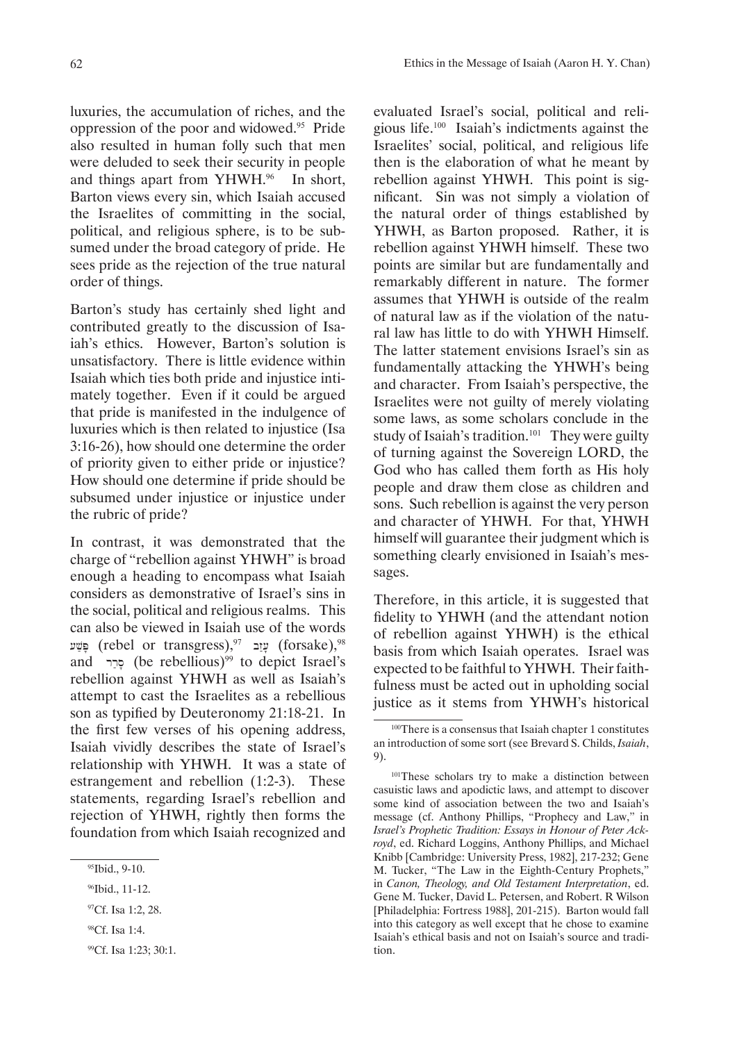luxuries, the accumulation of riches, and the oppression of the poor and widowed.[95] Pride also resulted in human folly such that men were deluded to seek their security in people and things apart from YHWH.[96] In short, Barton views every sin, which Isaiah accused the Israelites of committing in the social, political, and religious sphere, is to be subsumed under the broad category of pride. He sees pride as the rejection of the true natural order of things.

Barton's study has certainly shed light and contributed greatly to the discussion of Isaiah's ethics. However, Barton's solution is unsatisfactory. There is little evidence within Isaiah which ties both pride and injustice intimately together. Even if it could be argued that pride is manifested in the indulgence of luxuries which is then related to injustice (Isa 3:16-26), how should one determine the order of priority given to either pride or injustice? How should one determine if pride should be subsumed under injustice or injustice under the rubric of pride?

In contrast, it was demonstrated that the charge of "rebellion against YHWH" is broad enough a heading to encompass what Isaiah considers as demonstrative of Israel's sins in the social, political and religious realms. This can also be viewed in Isaiah use of the words פָּשַׁע (rebel or transgress),[97] עָזַב (forsake),[98] and סָרַר (be rebellious)[99] to depict Israel's rebellion against YHWH as well as Isaiah's attempt to cast the Israelites as a rebellious son as typified by Deuteronomy 21:18-21. In the first few verses of his opening address, Isaiah vividly describes the state of Israel's relationship with YHWH. It was a state of estrangement and rebellion (1:2-3). These statements, regarding Israel's rebellion and rejection of YHWH, rightly then forms the foundation from which Isaiah recognized and evaluated Israel's social, political and religious life.[100] Isaiah's indictments against the Israelites' social, political, and religious life then is the elaboration of what he meant by rebellion against YHWH. This point is significant. Sin was not simply a violation of the natural order of things established by YHWH, as Barton proposed. Rather, it is rebellion against YHWH himself. These two points are similar but are fundamentally and remarkably different in nature. The former assumes that YHWH is outside of the realm of natural law as if the violation of the natural law has little to do with YHWH Himself. The latter statement envisions Israel's sin as fundamentally attacking the YHWH's being and character. From Isaiah's perspective, the Israelites were not guilty of merely violating some laws, as some scholars conclude in the study of Isaiah's tradition.[101] They were guilty of turning against the Sovereign LORD, the God who has called them forth as His holy people and draw them close as children and sons. Such rebellion is against the very person and character of YHWH. For that, YHWH himself will guarantee their judgment which is something clearly envisioned in Isaiah's messages.

Therefore, in this article, it is suggested that fidelity to YHWH (and the attendant notion of rebellion against YHWH) is the ethical basis from which Isaiah operates. Israel was expected to be faithful to YHWH. Their faithfulness must be acted out in upholding social justice as it stems from YHWH's historical

---

[95] Ibid., 9-10.

[96] Ibid., 11-12.

[97] Cf. Isa 1:2, 28.

[98] Cf. Isa 1:4.

[99] Cf. Isa 1:23; 30:1.

[100] There is a consensus that Isaiah chapter 1 constitutes an introduction of some sort (see Brevard S. Childs, *Isaiah*, 9).

[101] These scholars try to make a distinction between casuistic laws and apodictic laws, and attempt to discover some kind of association between the two and Isaiah's message (cf. Anthony Phillips, "Prophecy and Law," in *Israel's Prophetic Tradition: Essays in Honour of Peter Ackroyd*, ed. Richard Loggins, Anthony Phillips, and Michael Knibb [Cambridge: University Press, 1982], 217-232; Gene M. Tucker, "The Law in the Eighth-Century Prophets," in *Canon, Theology, and Old Testament Interpretation*, ed. Gene M. Tucker, David L. Petersen, and Robert. R Wilson [Philadelphia: Fortress 1988], 201-215). Barton would fall into this category as well except that he chose to examine Isaiah's ethical basis and not on Isaiah's source and tradition.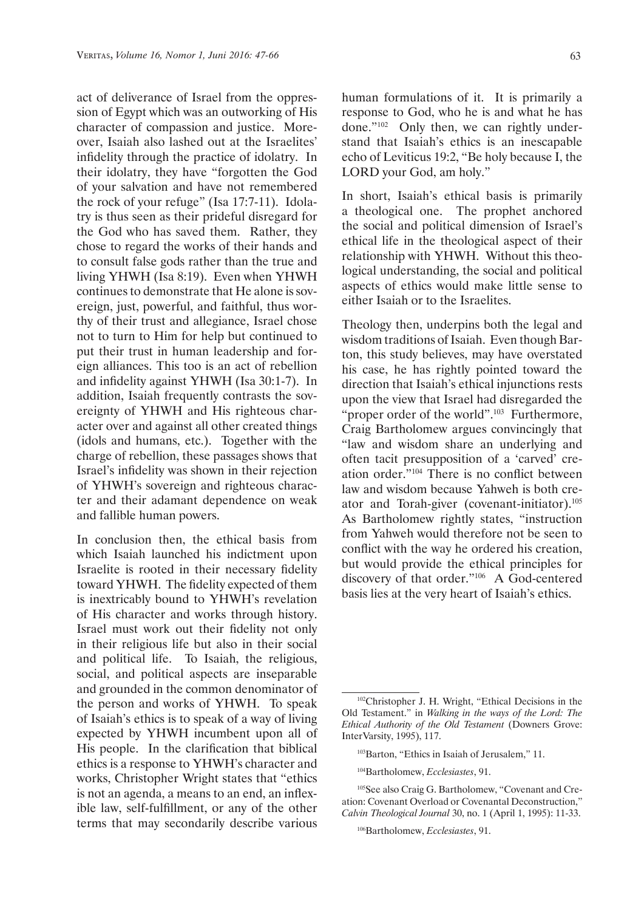act of deliverance of Israel from the oppression of Egypt which was an outworking of His character of compassion and justice. Moreover, Isaiah also lashed out at the Israelites' infidelity through the practice of idolatry. In their idolatry, they have "forgotten the God of your salvation and have not remembered the rock of your refuge" (Isa 17:7-11). Idolatry is thus seen as their prideful disregard for the God who has saved them. Rather, they chose to regard the works of their hands and to consult false gods rather than the true and living YHWH (Isa 8:19). Even when YHWH continues to demonstrate that He alone is sovereign, just, powerful, and faithful, thus worthy of their trust and allegiance, Israel chose not to turn to Him for help but continued to put their trust in human leadership and foreign alliances. This too is an act of rebellion and infidelity against YHWH (Isa 30:1-7). In addition, Isaiah frequently contrasts the sovereignty of YHWH and His righteous character over and against all other created things (idols and humans, etc.). Together with the charge of rebellion, these passages shows that Israel's infidelity was shown in their rejection of YHWH's sovereign and righteous character and their adamant dependence on weak and fallible human powers.

In conclusion then, the ethical basis from which Isaiah launched his indictment upon Israelite is rooted in their necessary fidelity toward YHWH. The fidelity expected of them is inextricably bound to YHWH's revelation of His character and works through history. Israel must work out their fidelity not only in their religious life but also in their social and political life. To Isaiah, the religious, social, and political aspects are inseparable and grounded in the common denominator of the person and works of YHWH. To speak of Isaiah's ethics is to speak of a way of living expected by YHWH incumbent upon all of His people. In the clarification that biblical ethics is a response to YHWH's character and works, Christopher Wright states that "ethics is not an agenda, a means to an end, an inflexible law, self-fulfillment, or any of the other terms that may secondarily describe various human formulations of it. It is primarily a response to God, who he is and what he has done."[102] Only then, we can rightly understand that Isaiah's ethics is an inescapable echo of Leviticus 19:2, "Be holy because I, the LORD your God, am holy."

In short, Isaiah's ethical basis is primarily a theological one. The prophet anchored the social and political dimension of Israel's ethical life in the theological aspect of their relationship with YHWH. Without this theological understanding, the social and political aspects of ethics would make little sense to either Isaiah or to the Israelites.

Theology then, underpins both the legal and wisdom traditions of Isaiah. Even though Barton, this study believes, may have overstated his case, he has rightly pointed toward the direction that Isaiah's ethical injunctions rests upon the view that Israel had disregarded the "proper order of the world".[103] Furthermore, Craig Bartholomew argues convincingly that "law and wisdom share an underlying and often tacit presupposition of a 'carved' creation order."[104] There is no conflict between law and wisdom because Yahweh is both creator and Torah-giver (covenant-initiator).[105] As Bartholomew rightly states, "instruction from Yahweh would therefore not be seen to conflict with the way he ordered his creation, but would provide the ethical principles for discovery of that order."[106] A God-centered basis lies at the very heart of Isaiah's ethics.

---

[102]Christopher J. H. Wright, "Ethical Decisions in the Old Testament." in *Walking in the ways of the Lord: The Ethical Authority of the Old Testament* (Downers Grove: InterVarsity, 1995), 117.

[103]Barton, "Ethics in Isaiah of Jerusalem," 11.

[104]Bartholomew, *Ecclesiastes*, 91.

[105]See also Craig G. Bartholomew, "Covenant and Creation: Covenant Overload or Covenantal Deconstruction," *Calvin Theological Journal* 30, no. 1 (April 1, 1995): 11-33.

[106]Bartholomew, *Ecclesiastes*, 91.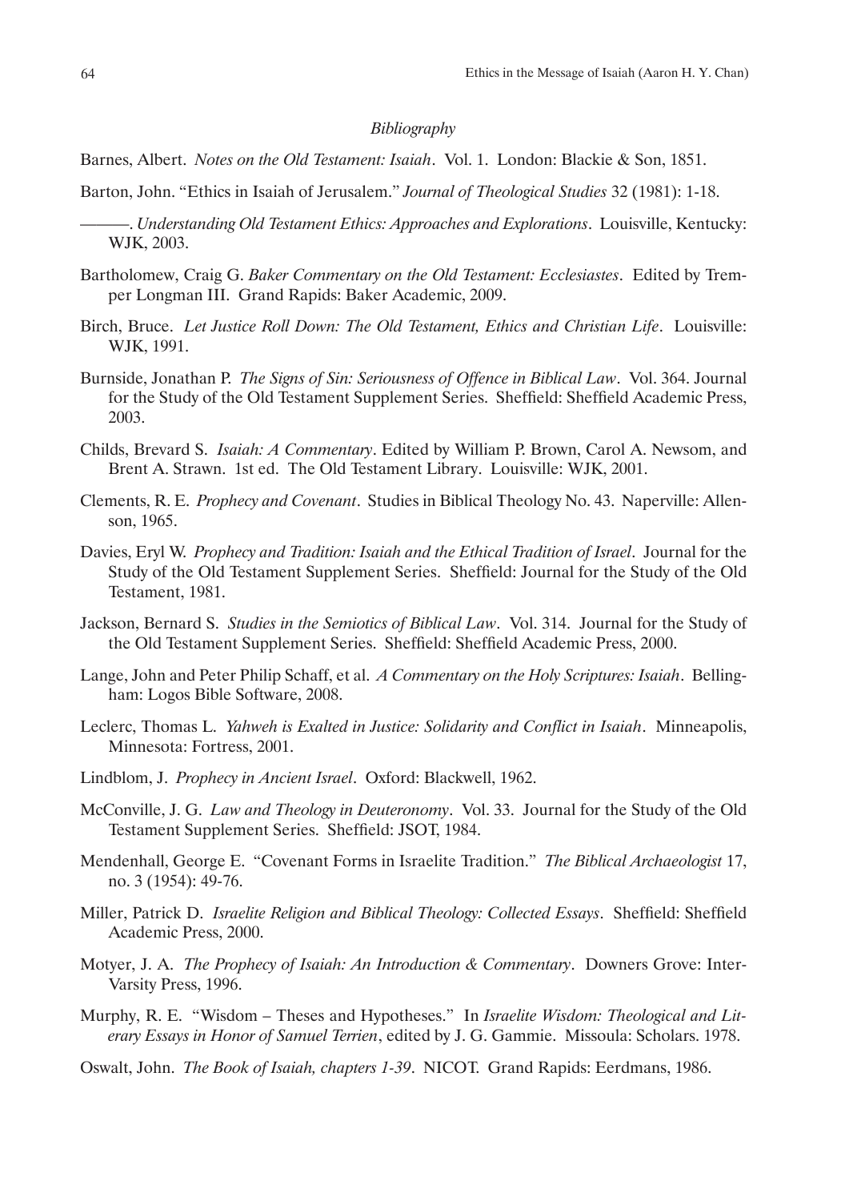*Bibliography*

Barnes, Albert. *Notes on the Old Testament: Isaiah*. Vol. 1. London: Blackie & Son, 1851.

Barton, John. "Ethics in Isaiah of Jerusalem." *Journal of Theological Studies* 32 (1981): 1-18.

———. *Understanding Old Testament Ethics: Approaches and Explorations*. Louisville, Kentucky: WJK, 2003.

Bartholomew, Craig G. *Baker Commentary on the Old Testament: Ecclesiastes*. Edited by Tremper Longman III. Grand Rapids: Baker Academic, 2009.

Birch, Bruce. *Let Justice Roll Down: The Old Testament, Ethics and Christian Life*. Louisville: WJK, 1991.

Burnside, Jonathan P. *The Signs of Sin: Seriousness of Offence in Biblical Law*. Vol. 364. Journal for the Study of the Old Testament Supplement Series. Sheffield: Sheffield Academic Press, 2003.

Childs, Brevard S. *Isaiah: A Commentary*. Edited by William P. Brown, Carol A. Newsom, and Brent A. Strawn. 1st ed. The Old Testament Library. Louisville: WJK, 2001.

Clements, R. E. *Prophecy and Covenant*. Studies in Biblical Theology No. 43. Naperville: Allenson, 1965.

Davies, Eryl W. *Prophecy and Tradition: Isaiah and the Ethical Tradition of Israel*. Journal for the Study of the Old Testament Supplement Series. Sheffield: Journal for the Study of the Old Testament, 1981.

Jackson, Bernard S. *Studies in the Semiotics of Biblical Law*. Vol. 314. Journal for the Study of the Old Testament Supplement Series. Sheffield: Sheffield Academic Press, 2000.

Lange, John and Peter Philip Schaff, et al. *A Commentary on the Holy Scriptures: Isaiah*. Bellingham: Logos Bible Software, 2008.

Leclerc, Thomas L. *Yahweh is Exalted in Justice: Solidarity and Conflict in Isaiah*. Minneapolis, Minnesota: Fortress, 2001.

Lindblom, J. *Prophecy in Ancient Israel*. Oxford: Blackwell, 1962.

McConville, J. G. *Law and Theology in Deuteronomy*. Vol. 33. Journal for the Study of the Old Testament Supplement Series. Sheffield: JSOT, 1984.

Mendenhall, George E. "Covenant Forms in Israelite Tradition." *The Biblical Archaeologist* 17, no. 3 (1954): 49-76.

Miller, Patrick D. *Israelite Religion and Biblical Theology: Collected Essays*. Sheffield: Sheffield Academic Press, 2000.

Motyer, J. A. *The Prophecy of Isaiah: An Introduction & Commentary*. Downers Grove: Inter-Varsity Press, 1996.

Murphy, R. E. "Wisdom – Theses and Hypotheses." In *Israelite Wisdom: Theological and Literary Essays in Honor of Samuel Terrien*, edited by J. G. Gammie. Missoula: Scholars. 1978.

Oswalt, John. *The Book of Isaiah, chapters 1-39*. NICOT. Grand Rapids: Eerdmans, 1986.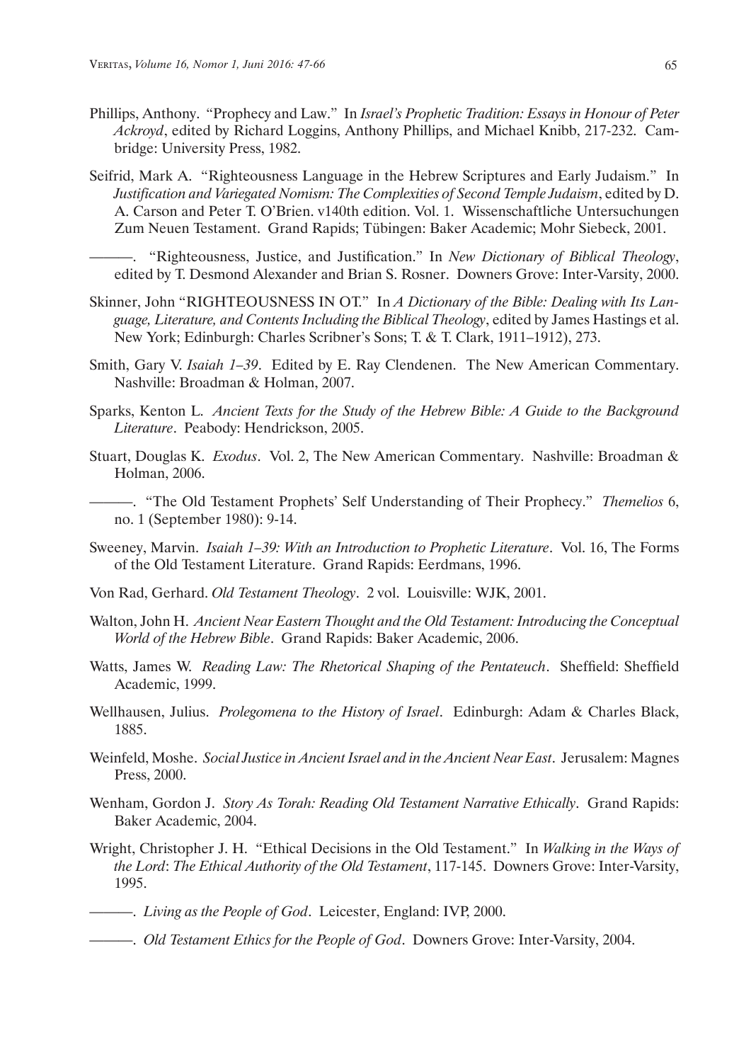Phillips, Anthony. "Prophecy and Law." In *Israel's Prophetic Tradition: Essays in Honour of Peter Ackroyd*, edited by Richard Loggins, Anthony Phillips, and Michael Knibb, 217-232. Cambridge: University Press, 1982.

Seifrid, Mark A. "Righteousness Language in the Hebrew Scriptures and Early Judaism." In *Justification and Variegated Nomism: The Complexities of Second Temple Judaism*, edited by D. A. Carson and Peter T. O'Brien. v140th edition. Vol. 1. Wissenschaftliche Untersuchungen Zum Neuen Testament. Grand Rapids; Tübingen: Baker Academic; Mohr Siebeck, 2001.

———. "Righteousness, Justice, and Justification." In *New Dictionary of Biblical Theology*, edited by T. Desmond Alexander and Brian S. Rosner. Downers Grove: Inter-Varsity, 2000.

Skinner, John "RIGHTEOUSNESS IN OT." In *A Dictionary of the Bible: Dealing with Its Language, Literature, and Contents Including the Biblical Theology*, edited by James Hastings et al. New York; Edinburgh: Charles Scribner's Sons; T. & T. Clark, 1911–1912), 273.

Smith, Gary V. *Isaiah 1–39*. Edited by E. Ray Clendenen. The New American Commentary. Nashville: Broadman & Holman, 2007.

Sparks, Kenton L. *Ancient Texts for the Study of the Hebrew Bible: A Guide to the Background Literature*. Peabody: Hendrickson, 2005.

Stuart, Douglas K. *Exodus*. Vol. 2, The New American Commentary. Nashville: Broadman & Holman, 2006.

———. "The Old Testament Prophets' Self Understanding of Their Prophecy." *Themelios* 6, no. 1 (September 1980): 9-14.

Sweeney, Marvin. *Isaiah 1–39: With an Introduction to Prophetic Literature*. Vol. 16, The Forms of the Old Testament Literature. Grand Rapids: Eerdmans, 1996.

Von Rad, Gerhard. *Old Testament Theology*. 2 vol. Louisville: WJK, 2001.

Walton, John H. *Ancient Near Eastern Thought and the Old Testament: Introducing the Conceptual World of the Hebrew Bible*. Grand Rapids: Baker Academic, 2006.

Watts, James W. *Reading Law: The Rhetorical Shaping of the Pentateuch*. Sheffield: Sheffield Academic, 1999.

Wellhausen, Julius. *Prolegomena to the History of Israel*. Edinburgh: Adam & Charles Black, 1885.

Weinfeld, Moshe. *Social Justice in Ancient Israel and in the Ancient Near East*. Jerusalem: Magnes Press, 2000.

Wenham, Gordon J. *Story As Torah: Reading Old Testament Narrative Ethically*. Grand Rapids: Baker Academic, 2004.

Wright, Christopher J. H. "Ethical Decisions in the Old Testament." In *Walking in the Ways of the Lord*: *The Ethical Authority of the Old Testament*, 117-145. Downers Grove: Inter-Varsity, 1995.

———. *Living as the People of God*. Leicester, England: IVP, 2000.

———. *Old Testament Ethics for the People of God*. Downers Grove: Inter-Varsity, 2004.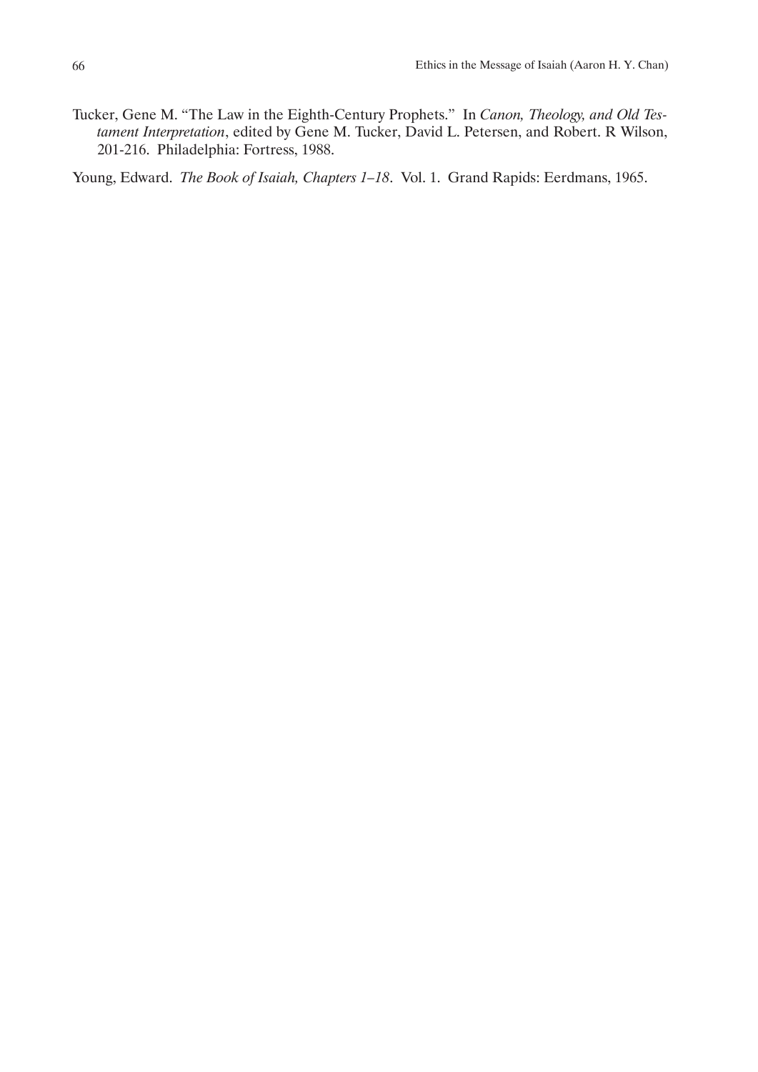Tucker, Gene M. "The Law in the Eighth-Century Prophets." In *Canon, Theology, and Old Testament Interpretation*, edited by Gene M. Tucker, David L. Petersen, and Robert. R Wilson, 201-216. Philadelphia: Fortress, 1988.

Young, Edward. *The Book of Isaiah, Chapters 1–18*. Vol. 1. Grand Rapids: Eerdmans, 1965.